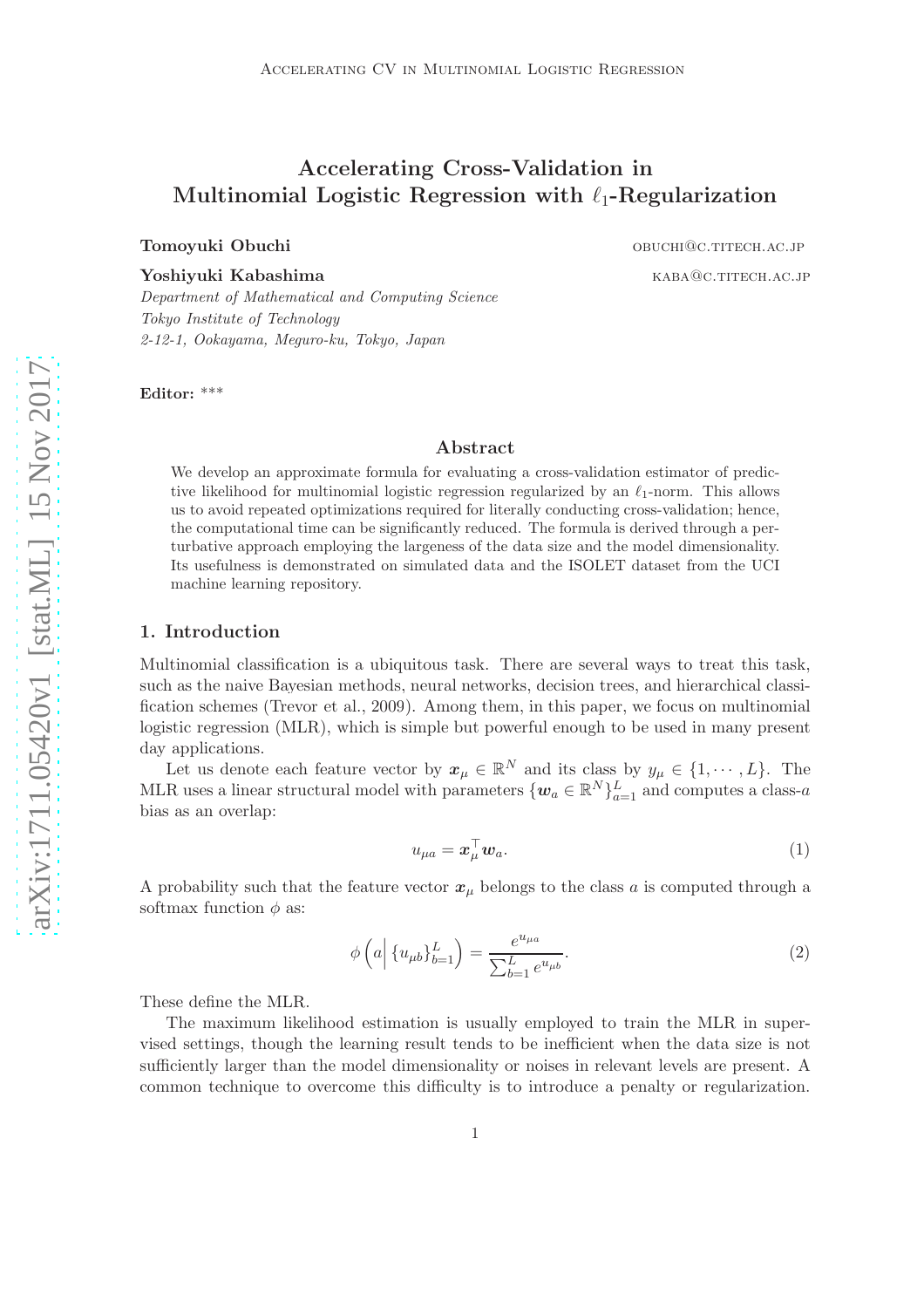# Accelerating Cross-Validation in Multinomial Logistic Regression with $\ell_1$-Regularization

**Tomoyuki Obuchi** OBUCHI@C.TITECH.AC.JP

**Yoshiyuki Kabashima** KABA@C.TITECH.AC.JP

*Department of Mathematical and Computing Science*
*Tokyo Institute of Technology*
*2-12-1, Ookayama, Meguro-ku, Tokyo, Japan*

**Editor:** \*\*\*

## Abstract

We develop an approximate formula for evaluating a cross-validation estimator of predictive likelihood for multinomial logistic regression regularized by an $\ell_1$-norm. This allows us to avoid repeated optimizations required for literally conducting cross-validation; hence, the computational time can be significantly reduced. The formula is derived through a perturbative approach employing the largeness of the data size and the model dimensionality. Its usefulness is demonstrated on simulated data and the ISOLET dataset from the UCI machine learning repository.

## 1. Introduction

Multinomial classification is a ubiquitous task. There are several ways to treat this task, such as the naive Bayesian methods, neural networks, decision trees, and hierarchical classification schemes (Trevor et al., 2009). Among them, in this paper, we focus on multinomial logistic regression (MLR), which is simple but powerful enough to be used in many present day applications.

Let us denote each feature vector by $\boldsymbol{x}_\mu \in \mathbb{R}^N$ and its class by $y_\mu \in \{1, \cdots, L\}$. The MLR uses a linear structural model with parameters $\{\boldsymbol{w}_a \in \mathbb{R}^N\}_{a=1}^{L}$ and computes a class-$a$ bias as an overlap:

$$u_{\mu a} = \boldsymbol{x}_\mu^\top \boldsymbol{w}_a. \tag{1}$$

A probability such that the feature vector $\boldsymbol{x}_\mu$ belongs to the class $a$ is computed through a softmax function $\phi$ as:

$$\phi\left(a \middle| \{u_{\mu b}\}_{b=1}^{L}\right) = \frac{e^{u_{\mu a}}}{\sum_{b=1}^{L} e^{u_{\mu b}}}. \tag{2}$$

These define the MLR.

The maximum likelihood estimation is usually employed to train the MLR in supervised settings, though the learning result tends to be inefficient when the data size is not sufficiently larger than the model dimensionality or noises in relevant levels are present. A common technique to overcome this difficulty is to introduce a penalty or regularization.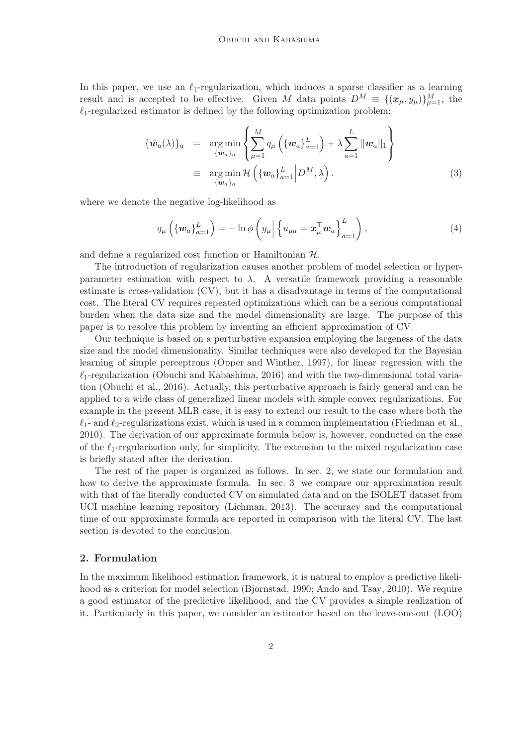In this paper, we use an $\ell_1$-regularization, which induces a sparse classifier as a learning result and is accepted to be effective. Given $M$ data points $D^M \equiv \{(\boldsymbol{x}_\mu, y_\mu)\}_{\mu=1}^M$, the $\ell_1$-regularized estimator is defined by the following optimization problem:

$$
\begin{aligned}
\{\hat{\boldsymbol{w}}_a(\lambda)\}_a &= \underset{\{\boldsymbol{w}_a\}_a}{\arg\min} \left\{ \sum_{\mu=1}^{M} q_\mu\left(\{\boldsymbol{w}_a\}_{a=1}^L\right) + \lambda \sum_{a=1}^{L} ||\boldsymbol{w}_a||_1 \right\} \\
&\equiv \underset{\{\boldsymbol{w}_a\}_a}{\arg\min}\, \mathcal{H}\left(\{\boldsymbol{w}_a\}_{a=1}^L \middle| D^M, \lambda\right). 
\end{aligned}
\tag{3}
$$

where we denote the negative log-likelihood as

$$
q_\mu\left(\{\boldsymbol{w}_a\}_{a=1}^L\right) = -\ln \phi\left(y_\mu \middle| \left\{u_{\mu a} = \boldsymbol{x}_\mu^\top \boldsymbol{w}_a\right\}_{a=1}^L\right), \tag{4}
$$

and define a regularized cost function or Hamiltonian $\mathcal{H}$.

The introduction of regularization causes another problem of model selection or hyperparameter estimation with respect to $\lambda$. A versatile framework providing a reasonable estimate is cross-validation (CV), but it has a disadvantage in terms of the computational cost. The literal CV requires repeated optimizations which can be a serious computational burden when the data size and the model dimensionality are large. The purpose of this paper is to resolve this problem by inventing an efficient approximation of CV.

Our technique is based on a perturbative expansion employing the largeness of the data size and the model dimensionality. Similar techniques were also developed for the Bayesian learning of simple perceptrons (Opper and Winther, 1997), for linear regression with the $\ell_1$-regularization (Obuchi and Kabashima, 2016) and with the two-dimensional total variation (Obuchi et al., 2016). Actually, this perturbative approach is fairly general and can be applied to a wide class of generalized linear models with simple convex regularizations. For example in the present MLR case, it is easy to extend our result to the case where both the $\ell_1$- and $\ell_2$-regularizations exist, which is used in a common implementation (Friedman et al., 2010). The derivation of our approximate formula below is, however, conducted on the case of the $\ell_1$-regularization only, for simplicity. The extension to the mixed regularization case is briefly stated after the derivation.

The rest of the paper is organized as follows. In sec. 2, we state our formulation and how to derive the approximate formula. In sec. 3, we compare our approximation result with that of the literally conducted CV on simulated data and on the ISOLET dataset from UCI machine learning repository (Lichman, 2013). The accuracy and the computational time of our approximate formula are reported in comparison with the literal CV. The last section is devoted to the conclusion.

## 2. Formulation

In the maximum likelihood estimation framework, it is natural to employ a predictive likelihood as a criterion for model selection (Bjornstad, 1990; Ando and Tsay, 2010). We require a good estimator of the predictive likelihood, and the CV provides a simple realization of it. Particularly in this paper, we consider an estimator based on the leave-one-out (LOO)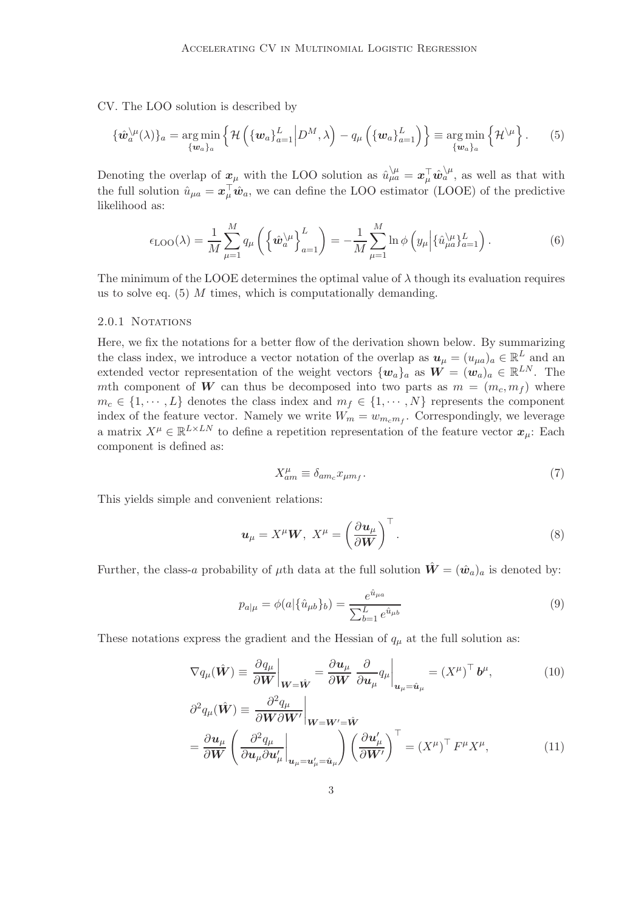CV. The LOO solution is described by

$$\{\hat{\boldsymbol{w}}_a^{\backslash\mu}(\lambda)\}_a = \underset{\{\boldsymbol{w}_a\}_a}{\arg\min}\left\{\mathcal{H}\left(\{\boldsymbol{w}_a\}_{a=1}^L \middle| D^M,\lambda\right) - q_\mu\left(\{\boldsymbol{w}_a\}_{a=1}^L\right)\right\} \equiv \underset{\{\boldsymbol{w}_a\}_a}{\arg\min}\left\{\mathcal{H}^{\backslash\mu}\right\}. \tag{5}$$

Denoting the overlap of $\boldsymbol{x}_\mu$ with the LOO solution as $\hat{u}_{\mu a}^{\backslash\mu} = \boldsymbol{x}_\mu^\top \hat{\boldsymbol{w}}_a^{\backslash\mu}$, as well as that with the full solution $\hat{u}_{\mu a} = \boldsymbol{x}_\mu^\top \hat{\boldsymbol{w}}_a$, we can define the LOO estimator (LOOE) of the predictive likelihood as:

$$\epsilon_{\mathrm{LOO}}(\lambda) = \frac{1}{M}\sum_{\mu=1}^M q_\mu\left(\left\{\hat{\boldsymbol{w}}_a^{\backslash\mu}\right\}_{a=1}^L\right) = -\frac{1}{M}\sum_{\mu=1}^M \ln\phi\left(y_\mu \middle| \{\hat{u}_{\mu a}^{\backslash\mu}\}_{a=1}^L\right). \tag{6}$$

The minimum of the LOOE determines the optimal value of $\lambda$ though its evaluation requires us to solve eq. (5) $M$ times, which is computationally demanding.

#### 2.0.1 Notations

Here, we fix the notations for a better flow of the derivation shown below. By summarizing the class index, we introduce a vector notation of the overlap as $\boldsymbol{u}_\mu = (u_{\mu a})_a \in \mathbb{R}^L$ and an extended vector representation of the weight vectors $\{\boldsymbol{w}_a\}_a$ as $\boldsymbol{W} = (\boldsymbol{w}_a)_a \in \mathbb{R}^{LN}$. The $m$th component of $\boldsymbol{W}$ can thus be decomposed into two parts as $m = (m_c, m_f)$ where $m_c \in \{1,\cdots,L\}$ denotes the class index and $m_f \in \{1,\cdots,N\}$ represents the component index of the feature vector. Namely we write $W_m = w_{m_c m_f}$. Correspondingly, we leverage a matrix $X^\mu \in \mathbb{R}^{L\times LN}$ to define a repetition representation of the feature vector $\boldsymbol{x}_\mu$: Each component is defined as:

$$X_{am}^\mu \equiv \delta_{am_c} x_{\mu m_f}. \tag{7}$$

This yields simple and convenient relations:

$$\boldsymbol{u}_\mu = X^\mu \boldsymbol{W},\ X^\mu = \left(\frac{\partial \boldsymbol{u}_\mu}{\partial \boldsymbol{W}}\right)^\top. \tag{8}$$

Further, the class-$a$ probability of $\mu$th data at the full solution $\hat{\boldsymbol{W}} = (\hat{\boldsymbol{w}}_a)_a$ is denoted by:

$$p_{a|\mu} = \phi(a|\{\hat{u}_{\mu b}\}_b) = \frac{e^{\hat{u}_{\mu a}}}{\sum_{b=1}^L e^{\hat{u}_{\mu b}}} \tag{9}$$

These notations express the gradient and the Hessian of $q_\mu$ at the full solution as:

$$\nabla q_\mu(\hat{\boldsymbol{W}}) \equiv \left.\frac{\partial q_\mu}{\partial \boldsymbol{W}}\right|_{\boldsymbol{W}=\hat{\boldsymbol{W}}} = \frac{\partial \boldsymbol{u}_\mu}{\partial \boldsymbol{W}}\left.\frac{\partial}{\partial \boldsymbol{u}_\mu} q_\mu\right|_{\boldsymbol{u}_\mu=\hat{\boldsymbol{u}}_\mu} = (X^\mu)^\top \boldsymbol{b}^\mu, \tag{10}$$

$$\begin{aligned}\partial^2 q_\mu(\hat{\boldsymbol{W}}) &\equiv \left.\frac{\partial^2 q_\mu}{\partial \boldsymbol{W}\partial \boldsymbol{W}'}\right|_{\boldsymbol{W}=\boldsymbol{W}'=\hat{\boldsymbol{W}}} \\ &= \frac{\partial \boldsymbol{u}_\mu}{\partial \boldsymbol{W}}\left(\left.\frac{\partial^2 q_\mu}{\partial \boldsymbol{u}_\mu \partial \boldsymbol{u}_\mu'}\right|_{\boldsymbol{u}_\mu=\boldsymbol{u}_\mu'=\hat{\boldsymbol{u}}_\mu}\right)\left(\frac{\partial \boldsymbol{u}_\mu'}{\partial \boldsymbol{W}'}\right)^\top = (X^\mu)^\top F^\mu X^\mu,\end{aligned} \tag{11}$$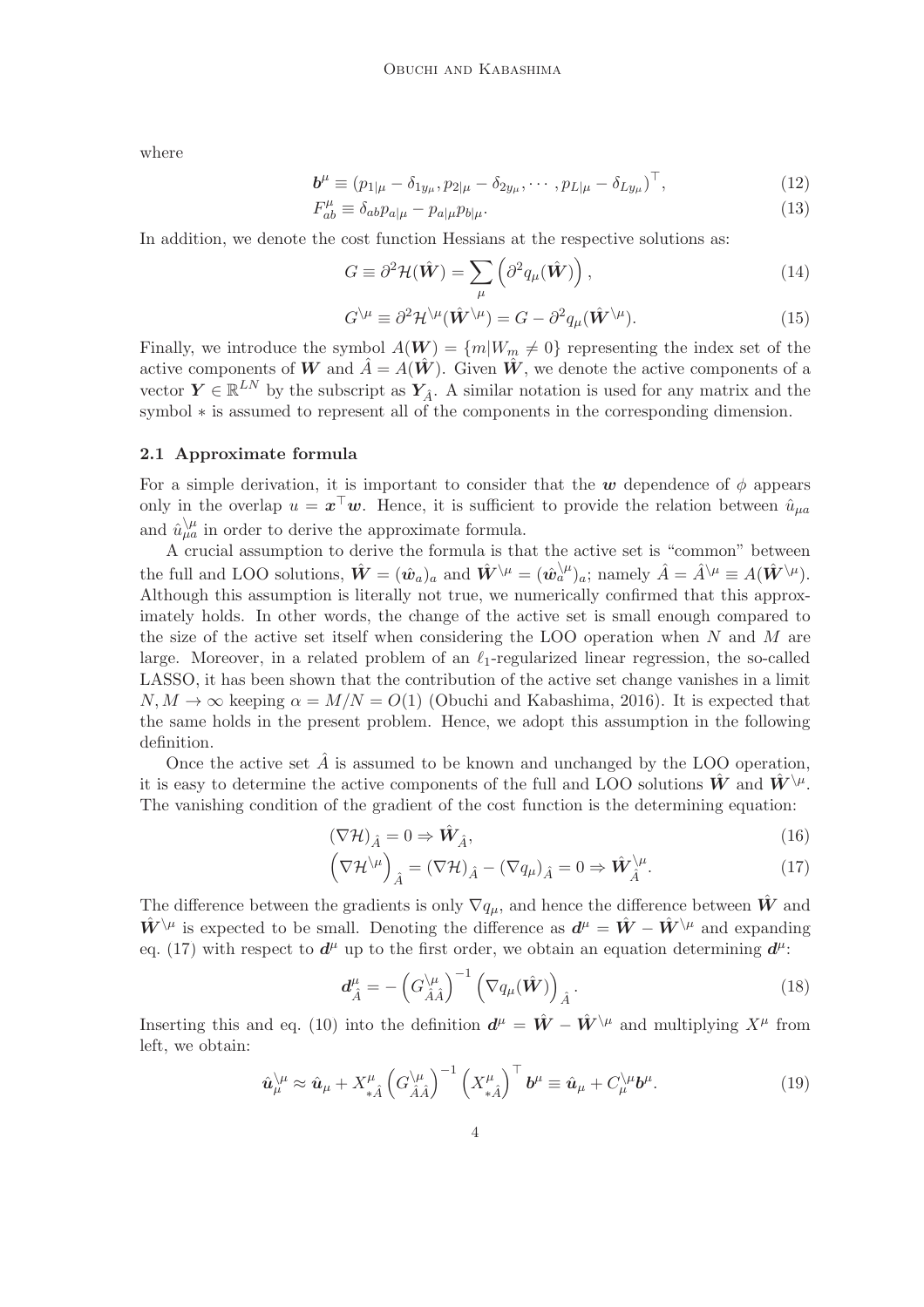where

$$\boldsymbol{b}^{\mu} \equiv (p_{1|\mu} - \delta_{1y_\mu}, p_{2|\mu} - \delta_{2y_\mu}, \cdots, p_{L|\mu} - \delta_{Ly_\mu})^\top, \tag{12}$$

$$F^{\mu}_{ab} \equiv \delta_{ab} p_{a|\mu} - p_{a|\mu} p_{b|\mu}. \tag{13}$$

In addition, we denote the cost function Hessians at the respective solutions as:

$$G \equiv \partial^2 \mathcal{H}(\hat{\boldsymbol{W}}) = \sum_{\mu} \left( \partial^2 q_{\mu}(\hat{\boldsymbol{W}}) \right), \tag{14}$$

$$G^{\backslash \mu} \equiv \partial^2 \mathcal{H}^{\backslash \mu}(\hat{\boldsymbol{W}}^{\backslash \mu}) = G - \partial^2 q_{\mu}(\hat{\boldsymbol{W}}^{\backslash \mu}). \tag{15}$$

Finally, we introduce the symbol $A(\boldsymbol{W}) = \{m | W_m \neq 0\}$ representing the index set of the active components of $\boldsymbol{W}$ and $\hat{A} = A(\hat{\boldsymbol{W}})$. Given $\hat{\boldsymbol{W}}$, we denote the active components of a vector $\boldsymbol{Y} \in \mathbb{R}^{LN}$ by the subscript as $\boldsymbol{Y}_{\hat{A}}$. A similar notation is used for any matrix and the symbol $*$ is assumed to represent all of the components in the corresponding dimension.

### 2.1 Approximate formula

For a simple derivation, it is important to consider that the $\boldsymbol{w}$ dependence of $\phi$ appears only in the overlap $u = \boldsymbol{x}^\top \boldsymbol{w}$. Hence, it is sufficient to provide the relation between $\hat{u}_{\mu a}$ and $\hat{u}^{\backslash \mu}_{\mu a}$ in order to derive the approximate formula.

A crucial assumption to derive the formula is that the active set is "common" between the full and LOO solutions, $\hat{\boldsymbol{W}} = (\hat{\boldsymbol{w}}_a)_a$ and $\hat{\boldsymbol{W}}^{\backslash \mu} = (\hat{\boldsymbol{w}}^{\backslash \mu}_a)_a$; namely $\hat{A} = \hat{A}^{\backslash \mu} \equiv A(\hat{\boldsymbol{W}}^{\backslash \mu})$. Although this assumption is literally not true, we numerically confirmed that this approximately holds. In other words, the change of the active set is small enough compared to the size of the active set itself when considering the LOO operation when $N$ and $M$ are large. Moreover, in a related problem of an $\ell_1$-regularized linear regression, the so-called LASSO, it has been shown that the contribution of the active set change vanishes in a limit $N, M \to \infty$ keeping $\alpha = M/N = O(1)$ (Obuchi and Kabashima, 2016). It is expected that the same holds in the present problem. Hence, we adopt this assumption in the following definition.

Once the active set $\hat{A}$ is assumed to be known and unchanged by the LOO operation, it is easy to determine the active components of the full and LOO solutions $\hat{\boldsymbol{W}}$ and $\hat{\boldsymbol{W}}^{\backslash \mu}$. The vanishing condition of the gradient of the cost function is the determining equation:

$$(\nabla \mathcal{H})_{\hat{A}} = 0 \Rightarrow \hat{\boldsymbol{W}}_{\hat{A}}, \tag{16}$$

$$\left( \nabla \mathcal{H}^{\backslash \mu} \right)_{\hat{A}} = (\nabla \mathcal{H})_{\hat{A}} - (\nabla q_{\mu})_{\hat{A}} = 0 \Rightarrow \hat{\boldsymbol{W}}^{\backslash \mu}_{\hat{A}}. \tag{17}$$

The difference between the gradients is only $\nabla q_{\mu}$, and hence the difference between $\hat{\boldsymbol{W}}$ and $\hat{\boldsymbol{W}}^{\backslash \mu}$ is expected to be small. Denoting the difference as $\boldsymbol{d}^{\mu} = \hat{\boldsymbol{W}} - \hat{\boldsymbol{W}}^{\backslash \mu}$ and expanding eq. (17) with respect to $\boldsymbol{d}^{\mu}$ up to the first order, we obtain an equation determining $\boldsymbol{d}^{\mu}$:

$$\boldsymbol{d}^{\mu}_{\hat{A}} = - \left( G^{\backslash \mu}_{\hat{A}\hat{A}} \right)^{-1} \left( \nabla q_{\mu}(\hat{\boldsymbol{W}}) \right)_{\hat{A}}. \tag{18}$$

Inserting this and eq. (10) into the definition $\boldsymbol{d}^{\mu} = \hat{\boldsymbol{W}} - \hat{\boldsymbol{W}}^{\backslash \mu}$ and multiplying $X^{\mu}$ from left, we obtain:

$$\hat{\boldsymbol{u}}^{\backslash \mu}_{\mu} \approx \hat{\boldsymbol{u}}_{\mu} + X^{\mu}_{*\hat{A}} \left( G^{\backslash \mu}_{\hat{A}\hat{A}} \right)^{-1} \left( X^{\mu}_{*\hat{A}} \right)^\top \boldsymbol{b}^{\mu} \equiv \hat{\boldsymbol{u}}_{\mu} + C^{\backslash \mu}_{\mu} \boldsymbol{b}^{\mu}. \tag{19}$$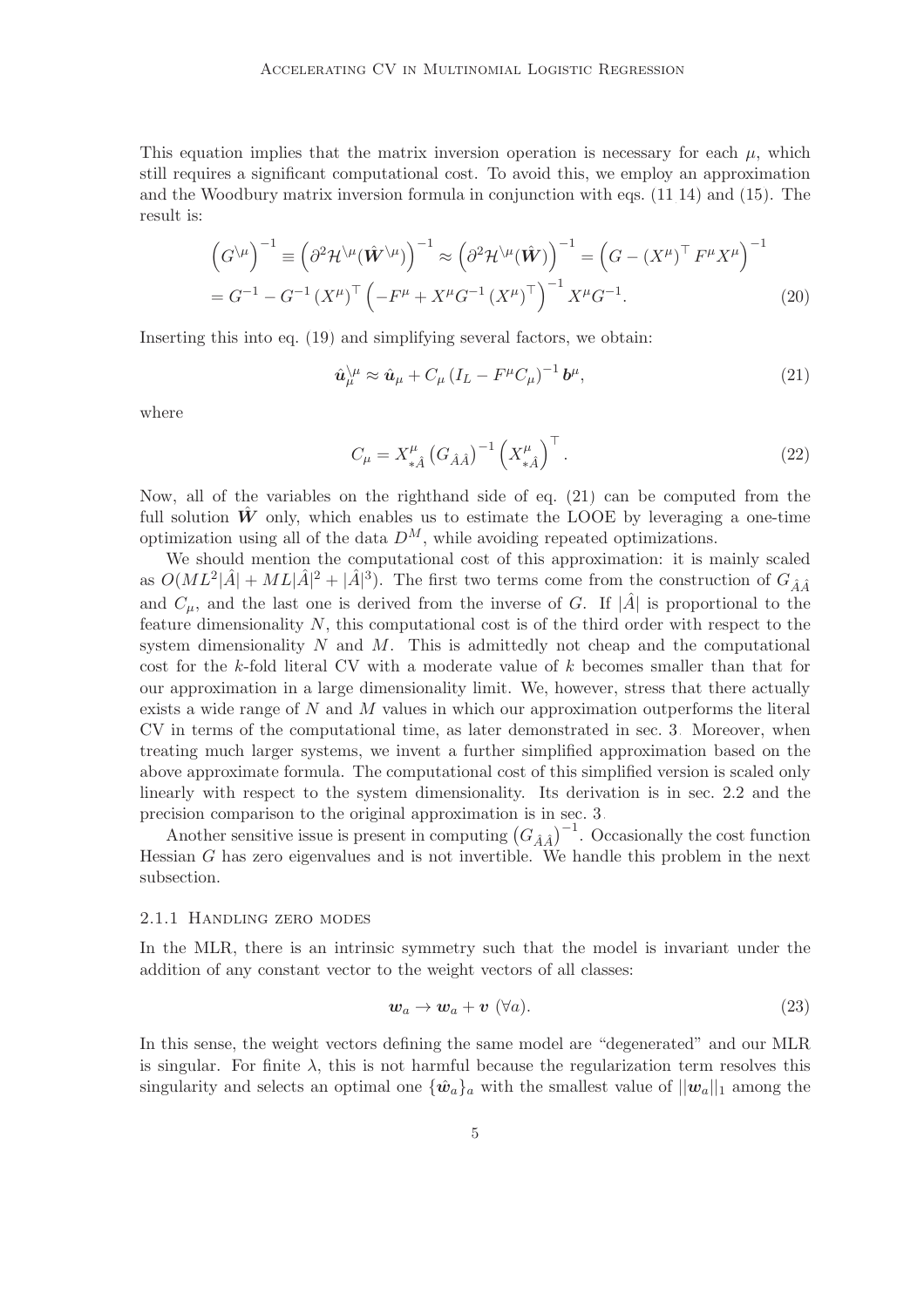This equation implies that the matrix inversion operation is necessary for each $\mu$, which still requires a significant computational cost. To avoid this, we employ an approximation and the Woodbury matrix inversion formula in conjunction with eqs. (11 14) and (15). The result is:

$$
\begin{aligned}
\left(G^{\setminus\mu}\right)^{-1} &\equiv \left(\partial^2 \mathcal{H}^{\setminus\mu}(\hat{\boldsymbol{W}}^{\setminus\mu})\right)^{-1} \approx \left(\partial^2 \mathcal{H}^{\setminus\mu}(\hat{\boldsymbol{W}})\right)^{-1} = \left(G - (X^{\mu})^{\top} F^{\mu} X^{\mu}\right)^{-1} \\
&= G^{-1} - G^{-1} (X^{\mu})^{\top} \left(-F^{\mu} + X^{\mu} G^{-1} (X^{\mu})^{\top}\right)^{-1} X^{\mu} G^{-1}.
\end{aligned} \tag{20}
$$

Inserting this into eq. (19) and simplifying several factors, we obtain:

$$
\hat{\boldsymbol{u}}_{\mu}^{\setminus\mu} \approx \hat{\boldsymbol{u}}_{\mu} + C_{\mu} \left(I_L - F^{\mu} C_{\mu}\right)^{-1} \boldsymbol{b}^{\mu}, \tag{21}
$$

where

$$
C_{\mu} = X^{\mu}_{*\hat{A}} \left(G_{\hat{A}\hat{A}}\right)^{-1} \left(X^{\mu}_{*\hat{A}}\right)^{\top}. \tag{22}
$$

Now, all of the variables on the righthand side of eq. (21) can be computed from the full solution $\hat{\boldsymbol{W}}$ only, which enables us to estimate the LOOE by leveraging a one-time optimization using all of the data $D^M$, while avoiding repeated optimizations.

We should mention the computational cost of this approximation: it is mainly scaled as $O(ML^2|\hat{A}| + ML|\hat{A}|^2 + |\hat{A}|^3)$. The first two terms come from the construction of $G_{\hat{A}\hat{A}}$ and $C_{\mu}$, and the last one is derived from the inverse of $G$. If $|\hat{A}|$ is proportional to the feature dimensionality $N$, this computational cost is of the third order with respect to the system dimensionality $N$ and $M$. This is admittedly not cheap and the computational cost for the $k$-fold literal CV with a moderate value of $k$ becomes smaller than that for our approximation in a large dimensionality limit. We, however, stress that there actually exists a wide range of $N$ and $M$ values in which our approximation outperforms the literal CV in terms of the computational time, as later demonstrated in sec. 3. Moreover, when treating much larger systems, we invent a further simplified approximation based on the above approximate formula. The computational cost of this simplified version is scaled only linearly with respect to the system dimensionality. Its derivation is in sec. 2.2 and the precision comparison to the original approximation is in sec. 3.

Another sensitive issue is present in computing $\left(G_{\hat{A}\hat{A}}\right)^{-1}$. Occasionally the cost function Hessian $G$ has zero eigenvalues and is not invertible. We handle this problem in the next subsection.

#### 2.1.1 Handling zero modes

In the MLR, there is an intrinsic symmetry such that the model is invariant under the addition of any constant vector to the weight vectors of all classes:

$$
\boldsymbol{w}_a \to \boldsymbol{w}_a + \boldsymbol{v} \ (\forall a). \tag{23}
$$

In this sense, the weight vectors defining the same model are "degenerated" and our MLR is singular. For finite $\lambda$, this is not harmful because the regularization term resolves this singularity and selects an optimal one $\{\hat{\boldsymbol{w}}_a\}_a$ with the smallest value of $||\boldsymbol{w}_a||_1$ among the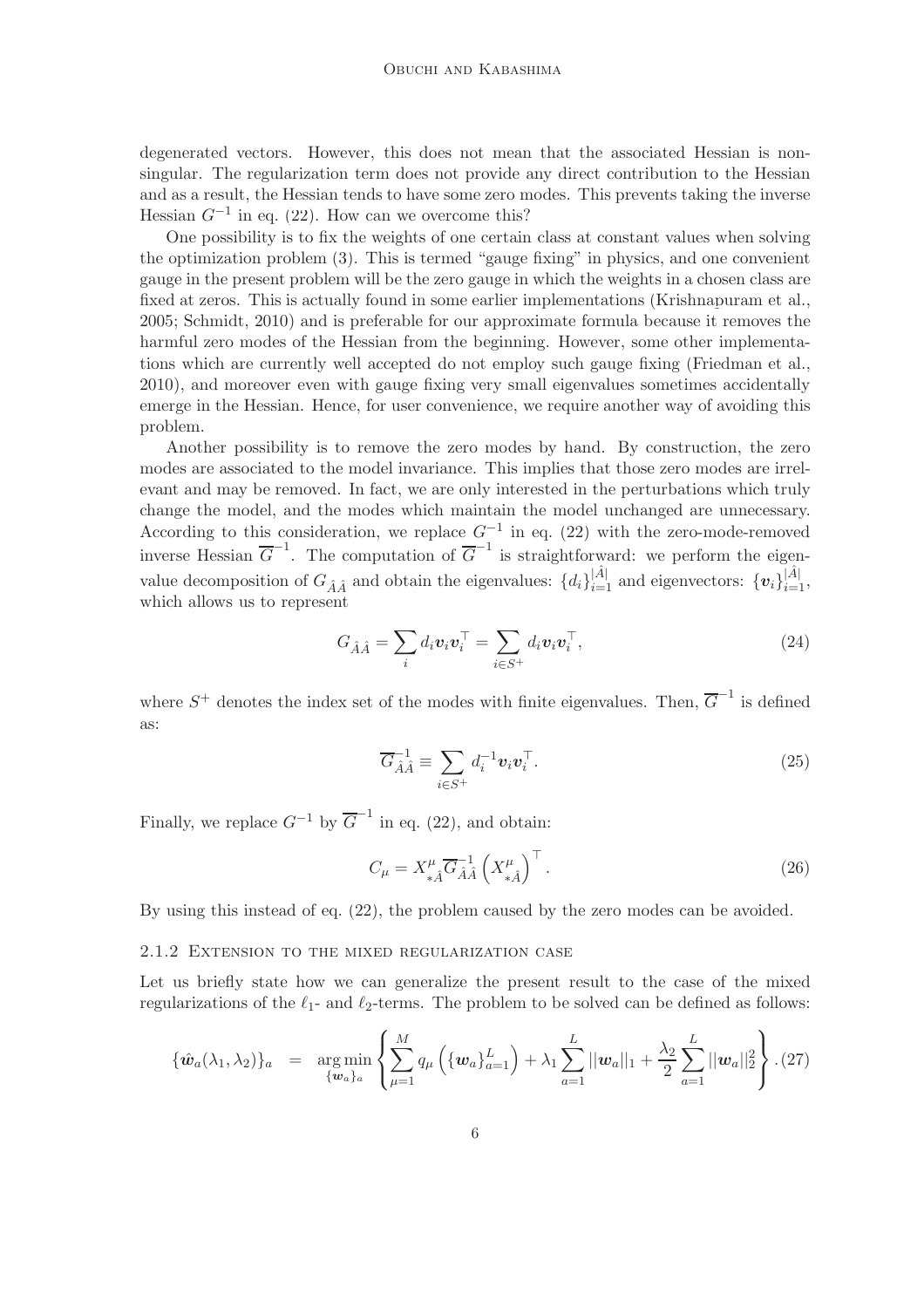degenerated vectors. However, this does not mean that the associated Hessian is non-singular. The regularization term does not provide any direct contribution to the Hessian and as a result, the Hessian tends to have some zero modes. This prevents taking the inverse Hessian $G^{-1}$ in eq. (22). How can we overcome this?

One possibility is to fix the weights of one certain class at constant values when solving the optimization problem (3). This is termed "gauge fixing" in physics, and one convenient gauge in the present problem will be the zero gauge in which the weights in a chosen class are fixed at zeros. This is actually found in some earlier implementations (Krishnapuram et al., 2005; Schmidt, 2010) and is preferable for our approximate formula because it removes the harmful zero modes of the Hessian from the beginning. However, some other implementations which are currently well accepted do not employ such gauge fixing (Friedman et al., 2010), and moreover even with gauge fixing very small eigenvalues sometimes accidentally emerge in the Hessian. Hence, for user convenience, we require another way of avoiding this problem.

Another possibility is to remove the zero modes by hand. By construction, the zero modes are associated to the model invariance. This implies that those zero modes are irrelevant and may be removed. In fact, we are only interested in the perturbations which truly change the model, and the modes which maintain the model unchanged are unnecessary. According to this consideration, we replace $G^{-1}$ in eq. (22) with the zero-mode-removed inverse Hessian $\overline{G}^{-1}$. The computation of $\overline{G}^{-1}$ is straightforward: we perform the eigenvalue decomposition of $G_{\hat{A}\hat{A}}$ and obtain the eigenvalues: $\{d_i\}_{i=1}^{|\hat{A}|}$ and eigenvectors: $\{\boldsymbol{v}_i\}_{i=1}^{|\hat{A}|}$, which allows us to represent

$$G_{\hat{A}\hat{A}} = \sum_{i} d_i \boldsymbol{v}_i \boldsymbol{v}_i^{\top} = \sum_{i \in S^+} d_i \boldsymbol{v}_i \boldsymbol{v}_i^{\top}, \tag{24}$$

where $S^+$ denotes the index set of the modes with finite eigenvalues. Then, $\overline{G}^{-1}$ is defined as:

$$\overline{G}^{-1}_{\hat{A}\hat{A}} \equiv \sum_{i \in S^+} d_i^{-1} \boldsymbol{v}_i \boldsymbol{v}_i^{\top}. \tag{25}$$

Finally, we replace $G^{-1}$ by $\overline{G}^{-1}$ in eq. (22), and obtain:

$$C_{\mu} = X^{\mu}_{*\hat{A}} \overline{G}^{-1}_{\hat{A}\hat{A}} \left( X^{\mu}_{*\hat{A}} \right)^{\top}. \tag{26}$$

By using this instead of eq. (22), the problem caused by the zero modes can be avoided.

### 2.1.2 Extension to the mixed regularization case

Let us briefly state how we can generalize the present result to the case of the mixed regularizations of the $\ell_1$- and $\ell_2$-terms. The problem to be solved can be defined as follows:

$$\{\hat{\boldsymbol{w}}_a(\lambda_1, \lambda_2)\}_a = \underset{\{\boldsymbol{w}_a\}_a}{\arg\min} \left\{ \sum_{\mu=1}^{M} q_{\mu}\left( \{\boldsymbol{w}_a\}_{a=1}^{L} \right) + \lambda_1 \sum_{a=1}^{L} ||\boldsymbol{w}_a||_1 + \frac{\lambda_2}{2} \sum_{a=1}^{L} ||\boldsymbol{w}_a||_2^2 \right\}. \tag{27}$$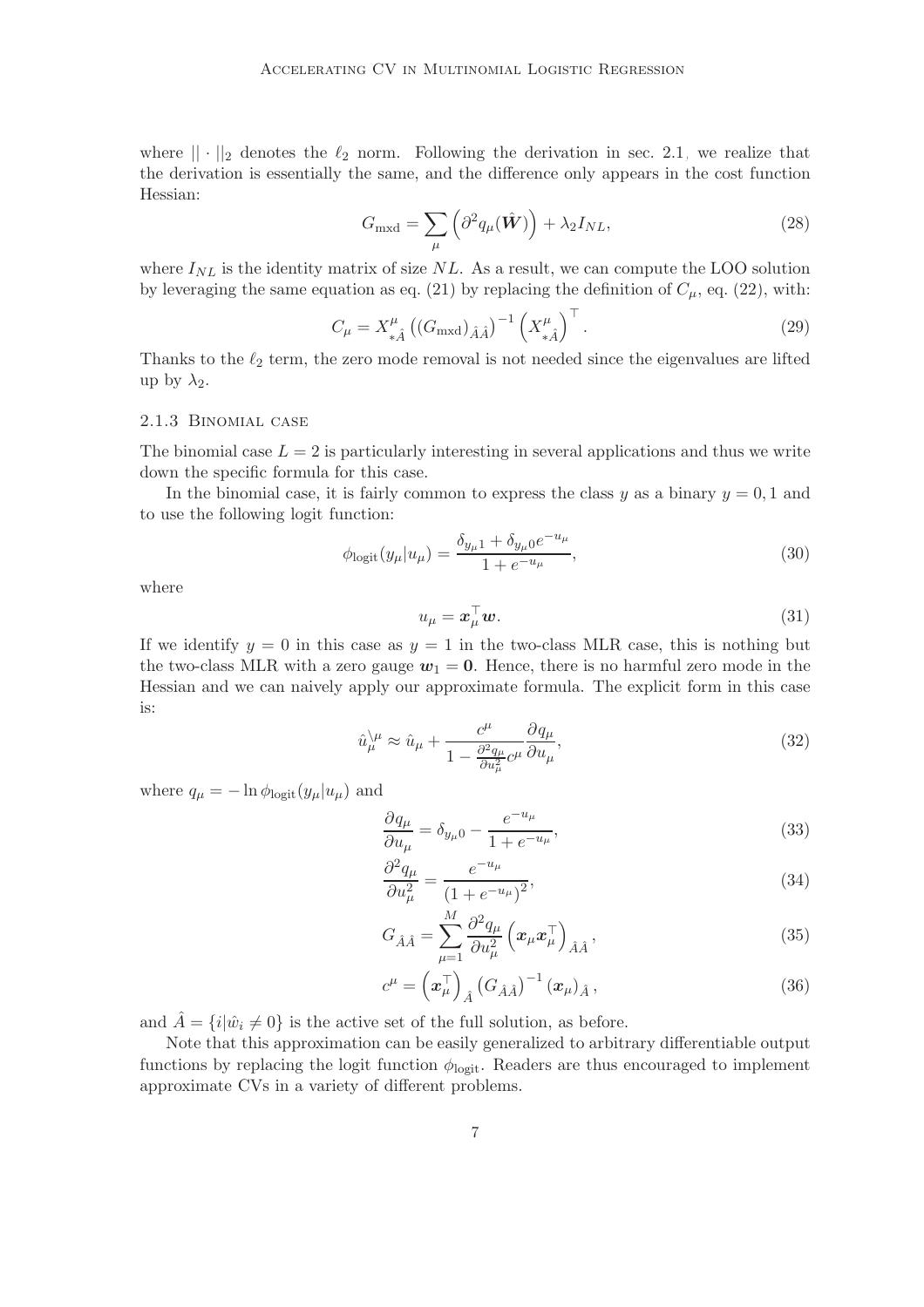where $||\cdot||_2$ denotes the $\ell_2$ norm. Following the derivation in sec. 2.1, we realize that the derivation is essentially the same, and the difference only appears in the cost function Hessian:

$$G_{\text{mxd}} = \sum_{\mu} \left( \partial^2 q_\mu(\hat{\boldsymbol{W}}) \right) + \lambda_2 I_{NL}, \tag{28}$$

where $I_{NL}$ is the identity matrix of size $NL$. As a result, we can compute the LOO solution by leveraging the same equation as eq. (21) by replacing the definition of $C_\mu$, eq. (22), with:

$$C_\mu = X^\mu_{*\hat{A}} \left( (G_{\text{mxd}})_{\hat{A}\hat{A}} \right)^{-1} \left( X^\mu_{*\hat{A}} \right)^\top. \tag{29}$$

Thanks to the $\ell_2$ term, the zero mode removal is not needed since the eigenvalues are lifted up by $\lambda_2$.

### 2.1.3 Binomial case

The binomial case $L = 2$ is particularly interesting in several applications and thus we write down the specific formula for this case.

In the binomial case, it is fairly common to express the class $y$ as a binary $y = 0, 1$ and to use the following logit function:

$$\phi_{\text{logit}}(y_\mu | u_\mu) = \frac{\delta_{y_\mu 1} + \delta_{y_\mu 0} e^{-u_\mu}}{1 + e^{-u_\mu}}, \tag{30}$$

where

$$u_\mu = \boldsymbol{x}_\mu^\top \boldsymbol{w}. \tag{31}$$

If we identify $y = 0$ in this case as $y = 1$ in the two-class MLR case, this is nothing but the two-class MLR with a zero gauge $\boldsymbol{w}_1 = \boldsymbol{0}$. Hence, there is no harmful zero mode in the Hessian and we can naively apply our approximate formula. The explicit form in this case is:

$$\hat{u}_\mu^{\backslash \mu} \approx \hat{u}_\mu + \frac{c^\mu}{1 - \frac{\partial^2 q_\mu}{\partial u_\mu^2} c^\mu} \frac{\partial q_\mu}{\partial u_\mu}, \tag{32}$$

where $q_\mu = -\ln \phi_{\text{logit}}(y_\mu | u_\mu)$ and

$$\frac{\partial q_\mu}{\partial u_\mu} = \delta_{y_\mu 0} - \frac{e^{-u_\mu}}{1 + e^{-u_\mu}}, \tag{33}$$

$$\frac{\partial^2 q_\mu}{\partial u_\mu^2} = \frac{e^{-u_\mu}}{(1 + e^{-u_\mu})^2}, \tag{34}$$

$$G_{\hat{A}\hat{A}} = \sum_{\mu=1}^{M} \frac{\partial^2 q_\mu}{\partial u_\mu^2} \left( \boldsymbol{x}_\mu \boldsymbol{x}_\mu^\top \right)_{\hat{A}\hat{A}}, \tag{35}$$

$$c^\mu = \left( \boldsymbol{x}_\mu^\top \right)_{\hat{A}} \left( G_{\hat{A}\hat{A}} \right)^{-1} (\boldsymbol{x}_\mu)_{\hat{A}}, \tag{36}$$

and $\hat{A} = \{i | \hat{w}_i \neq 0\}$ is the active set of the full solution, as before.

Note that this approximation can be easily generalized to arbitrary differentiable output functions by replacing the logit function $\phi_{\text{logit}}$. Readers are thus encouraged to implement approximate CVs in a variety of different problems.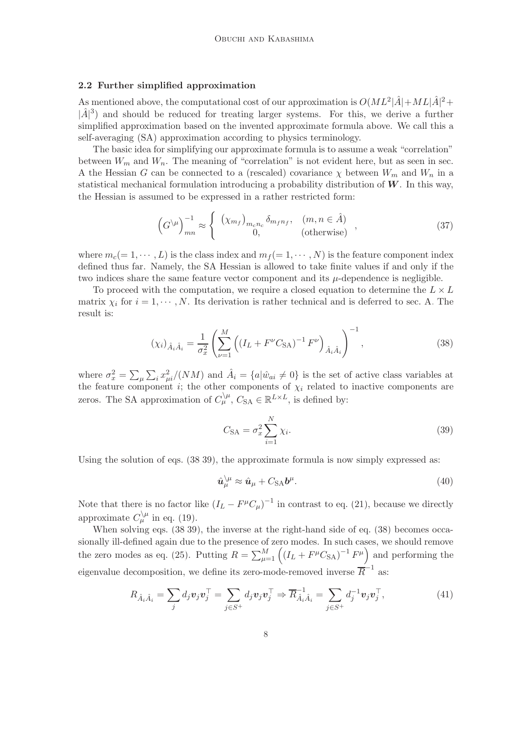### 2.2 Further simplified approximation

As mentioned above, the computational cost of our approximation is $O(ML^2|\hat{A}|+ML|\hat{A}|^2+|\hat{A}|^3)$ and should be reduced for treating larger systems. For this, we derive a further simplified approximation based on the invented approximate formula above. We call this a self-averaging (SA) approximation according to physics terminology.

The basic idea for simplifying our approximate formula is to assume a weak "correlation" between $W_m$ and $W_n$. The meaning of "correlation" is not evident here, but as seen in sec. A the Hessian $G$ can be connected to a (rescaled) covariance $\chi$ between $W_m$ and $W_n$ in a statistical mechanical formulation introducing a probability distribution of $\boldsymbol{W}$. In this way, the Hessian is assumed to be expressed in a rather restricted form:

$$\left(G^{\backslash\mu}\right)^{-1}_{mn} \approx \left\{ \begin{array}{ll} \left(\chi_{m_f}\right)_{m_c n_c} \delta_{m_f n_f}, & (m, n \in \hat{A}) \\ 0, & \text{(otherwise)} \end{array} \right. , \tag{37}$$

where $m_c(= 1, \cdots, L)$ is the class index and $m_f(= 1, \cdots, N)$ is the feature component index defined thus far. Namely, the SA Hessian is allowed to take finite values if and only if the two indices share the same feature vector component and its $\mu$-dependence is negligible.

To proceed with the computation, we require a closed equation to determine the $L \times L$ matrix $\chi_i$ for $i = 1, \cdots, N$. Its derivation is rather technical and is deferred to sec. A. The result is:

$$(\chi_i)_{\hat{A}_i\hat{A}_i} = \frac{1}{\sigma_x^2}\left(\sum_{\nu=1}^{M}\left(\left(I_L + F^{\nu}C_{\rm SA}\right)^{-1}F^{\nu}\right)_{\hat{A}_i\hat{A}_i}\right)^{-1}, \tag{38}$$

where $\sigma_x^2 = \sum_\mu \sum_i x_{\mu i}^2/(NM)$ and $\hat{A}_i = \{a|\hat{w}_{ai} \neq 0\}$ is the set of active class variables at the feature component $i$; the other components of $\chi_i$ related to inactive components are zeros. The SA approximation of $C_\mu^{\backslash\mu}$, $C_{\rm SA} \in \mathbb{R}^{L\times L}$, is defined by:

$$C_{\rm SA} = \sigma_x^2 \sum_{i=1}^{N} \chi_i. \tag{39}$$

Using the solution of eqs. (38 39), the approximate formula is now simply expressed as:

$$\hat{\boldsymbol{u}}_\mu^{\backslash\mu} \approx \hat{\boldsymbol{u}}_\mu + C_{\rm SA}\boldsymbol{b}^\mu. \tag{40}$$

Note that there is no factor like $(I_L - F^\mu C_\mu)^{-1}$ in contrast to eq. (21), because we directly approximate $C_\mu^{\backslash\mu}$ in eq. (19).

When solving eqs. (38 39), the inverse at the right-hand side of eq. (38) becomes occasionally ill-defined again due to the presence of zero modes. In such cases, we should remove the zero modes as eq. (25). Putting $R = \sum_{\mu=1}^{M}\left(\left(I_L + F^\mu C_{\rm SA}\right)^{-1}F^\mu\right)$ and performing the eigenvalue decomposition, we define its zero-mode-removed inverse $\overline{R}^{-1}$ as:

$$R_{\hat{A}_i\hat{A}_i} = \sum_j d_j \boldsymbol{v}_j\boldsymbol{v}_j^\top = \sum_{j\in S^+} d_j \boldsymbol{v}_j\boldsymbol{v}_j^\top \Rightarrow \overline{R}^{-1}_{\hat{A}_i\hat{A}_i} = \sum_{j\in S^+} d_j^{-1}\boldsymbol{v}_j\boldsymbol{v}_j^\top, \tag{41}$$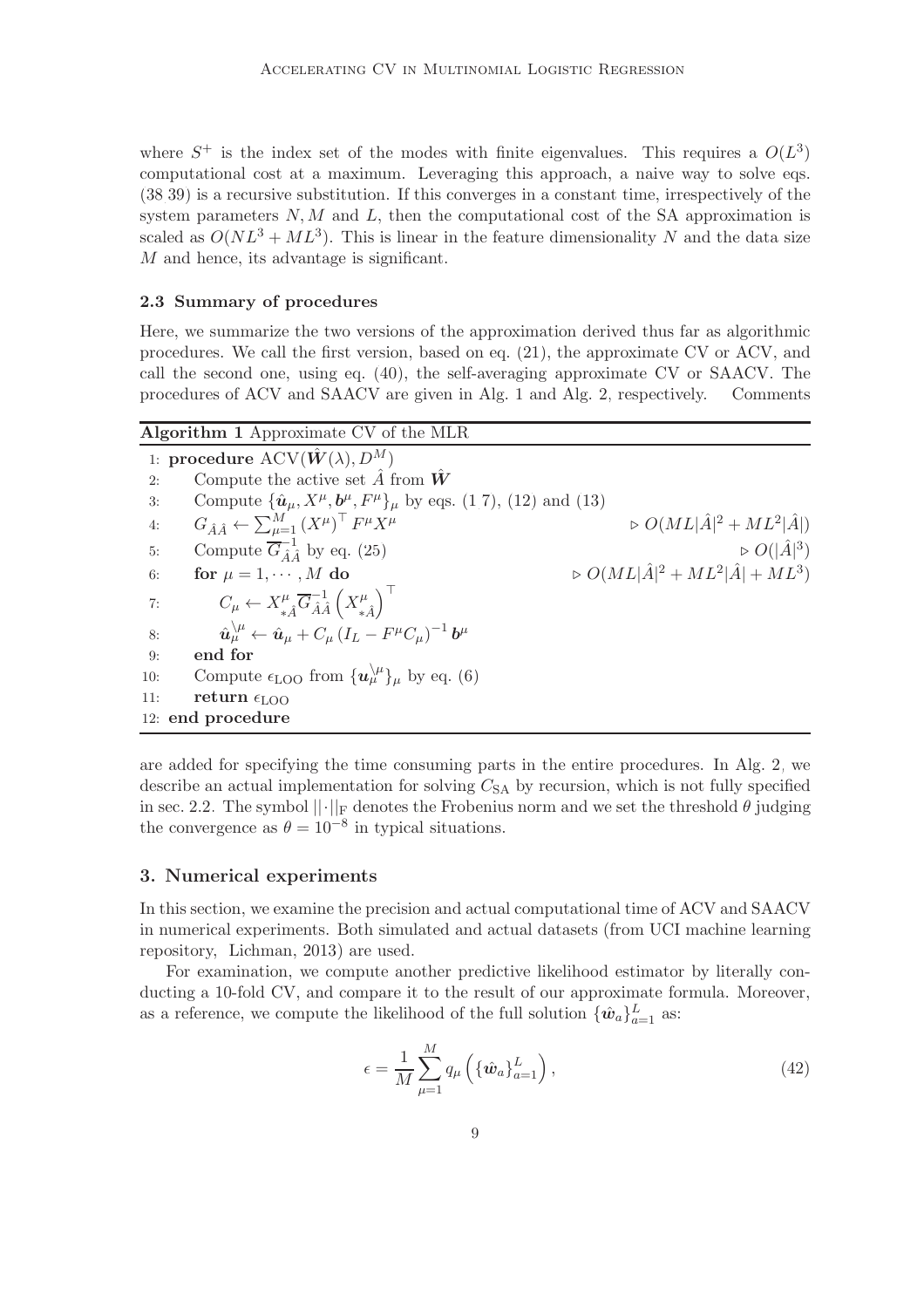where $S^+$ is the index set of the modes with finite eigenvalues. This requires a $O(L^3)$ computational cost at a maximum. Leveraging this approach, a naive way to solve eqs. (38 39) is a recursive substitution. If this converges in a constant time, irrespectively of the system parameters $N, M$ and $L$, then the computational cost of the SA approximation is scaled as $O(NL^3 + ML^3)$. This is linear in the feature dimensionality $N$ and the data size $M$ and hence, its advantage is significant.

### 2.3 Summary of procedures

Here, we summarize the two versions of the approximation derived thus far as algorithmic procedures. We call the first version, based on eq. (21), the approximate CV or ACV, and call the second one, using eq. (40), the self-averaging approximate CV or SAACV. The procedures of ACV and SAACV are given in Alg. 1 and Alg. 2, respectively. Comments

**Algorithm 1** Approximate CV of the MLR

```
1:  procedure ACV(Ŵ(λ), D^M)
2:      Compute the active set Â from Ŵ
3:      Compute {û_μ, X^μ, b^μ, F^μ}_μ by eqs. (1 7), (12) and (13)
4:      G_ÂÂ ← Σ_{μ=1}^{M} (X^μ)^T F^μ X^μ                ▷ O(ML|Â|^2 + ML^2|Â|)
5:      Compute Ḡ_ÂÂ^{-1} by eq. (25)                      ▷ O(|Â|^3)
6:      for μ = 1, ··· , M do                               ▷ O(ML|Â|^2 + ML^2|Â| + ML^3)
7:          C_μ ← X^μ_{*Â} Ḡ_ÂÂ^{-1} (X^μ_{*Â})^T
8:          û_μ^{\μ} ← û_μ + C_μ (I_L − F^μ C_μ)^{-1} b^μ
9:      end for
10:     Compute ε_LOO from {u_μ^{\μ}}_μ by eq. (6)
11:     return ε_LOO
12: end procedure
```

are added for specifying the time consuming parts in the entire procedures. In Alg. 2, we describe an actual implementation for solving $C_{\rm SA}$ by recursion, which is not fully specified in sec. 2.2. The symbol $||\cdot||_{\rm F}$ denotes the Frobenius norm and we set the threshold $\theta$ judging the convergence as $\theta = 10^{-8}$ in typical situations.

## 3. Numerical experiments

In this section, we examine the precision and actual computational time of ACV and SAACV in numerical experiments. Both simulated and actual datasets (from UCI machine learning repository, Lichman, 2013) are used.

For examination, we compute another predictive likelihood estimator by literally conducting a 10-fold CV, and compare it to the result of our approximate formula. Moreover, as a reference, we compute the likelihood of the full solution $\{\hat{\boldsymbol{w}}_a\}_{a=1}^{L}$ as:

$$
\epsilon = \frac{1}{M}\sum_{\mu=1}^{M} q_\mu\left(\{\hat{\boldsymbol{w}}_a\}_{a=1}^{L}\right), \tag{42}
$$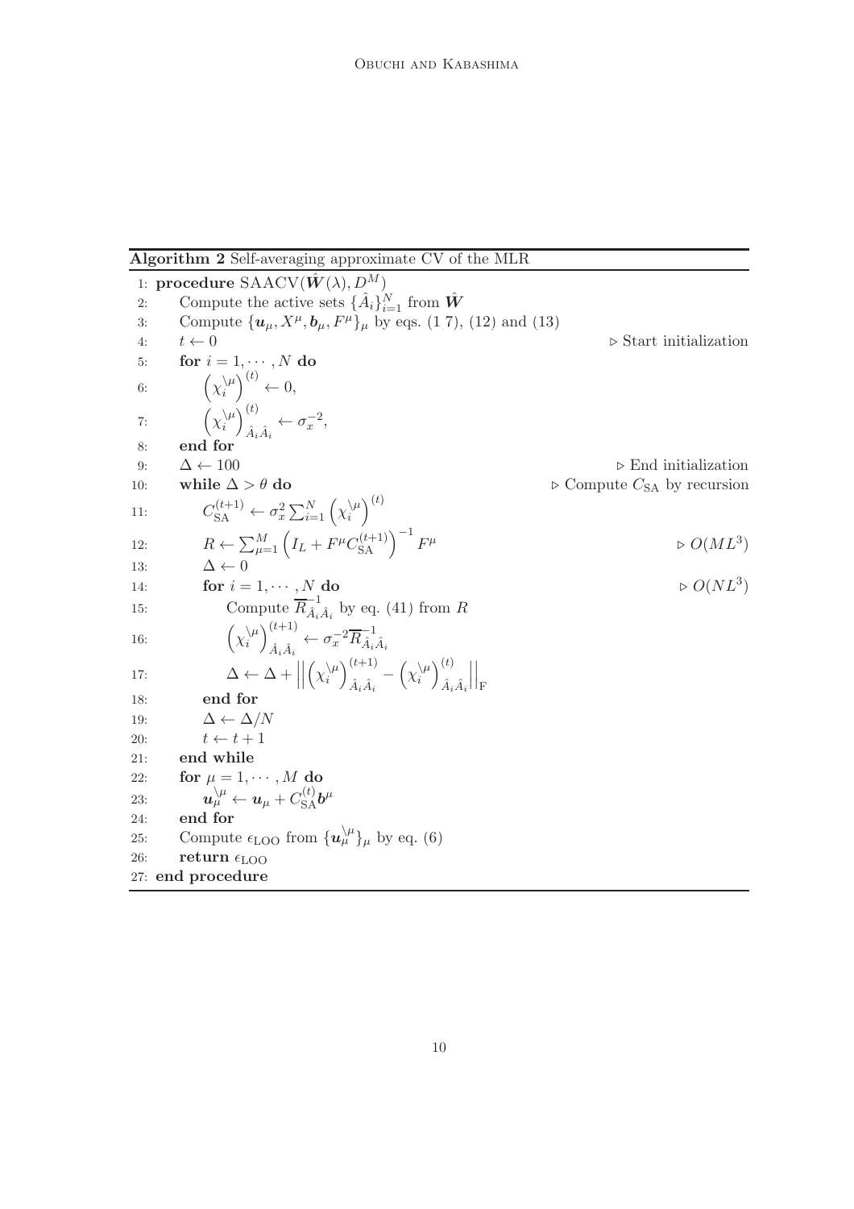**Algorithm 2** Self-averaging approximate CV of the MLR

```
1: procedure SAACV(Ŵ(λ), D^M)
2:     Compute the active sets {Â_i}_{i=1}^N from Ŵ
3:     Compute {u_μ, X^μ, b_μ, F^μ}_μ by eqs. (17), (12) and (13)
4:     t ← 0                                                   ▷ Start initialization
5:     for i = 1, ··· , N do
6:         (χ_i^{\μ})^{(t)} ← 0,
7:         (χ_i^{\μ})^{(t)}_{Â_i Â_i} ← σ_x^{-2},
8:     end for
9:     Δ ← 100                                                 ▷ End initialization
10:    while Δ > θ do                                          ▷ Compute C_SA by recursion
11:        C_SA^{(t+1)} ← σ_x^2 Σ_{i=1}^N (χ_i^{\μ})^{(t)}
12:        R ← Σ_{μ=1}^M (I_L + F^μ C_SA^{(t+1)})^{-1} F^μ     ▷ O(ML^3)
13:        Δ ← 0
14:        for i = 1, ··· , N do                               ▷ O(NL^3)
15:            Compute R̄^{-1}_{Â_i Â_i} by eq. (41) from R
16:            (χ_i^{\μ})^{(t+1)}_{Â_i Â_i} ← σ_x^{-2} R̄^{-1}_{Â_i Â_i}
17:            Δ ← Δ + ||(χ_i^{\μ})^{(t+1)}_{Â_i Â_i} − (χ_i^{\μ})^{(t)}_{Â_i Â_i}||_F
18:        end for
19:        Δ ← Δ/N
20:        t ← t + 1
21:    end while
22:    for μ = 1, ··· , M do
23:        u_μ^{\μ} ← u_μ + C_SA^{(t)} b^μ
24:    end for
25:    Compute ε_LOO from {u_μ^{\μ}}_μ by eq. (6)
26:    return ε_LOO
27: end procedure
```

In mathematical notation:

1: **procedure** SAACV($\hat{\boldsymbol{W}}(\lambda), D^M$)
2: Compute the active sets $\{\hat{A}_i\}_{i=1}^N$ from $\hat{\boldsymbol{W}}$
3: Compute $\{\boldsymbol{u}_\mu, X^\mu, \boldsymbol{b}_\mu, F^\mu\}_\mu$ by eqs. (17), (12) and (13)
4: $t \leftarrow 0$ ▷ Start initialization
5: **for** $i = 1, \cdots, N$ **do**
6: $\left(\chi_i^{\backslash\mu}\right)^{(t)} \leftarrow 0,$
7: $\left(\chi_i^{\backslash\mu}\right)^{(t)}_{\hat{A}_i\hat{A}_i} \leftarrow \sigma_x^{-2},$
8: **end for**
9: $\Delta \leftarrow 100$ ▷ End initialization
10: **while** $\Delta > \theta$ **do** ▷ Compute $C_{\rm SA}$ by recursion
11: $C_{\rm SA}^{(t+1)} \leftarrow \sigma_x^2 \sum_{i=1}^N \left(\chi_i^{\backslash\mu}\right)^{(t)}$
12: $R \leftarrow \sum_{\mu=1}^M \left(I_L + F^\mu C_{\rm SA}^{(t+1)}\right)^{-1} F^\mu$ ▷ $O(ML^3)$
13: $\Delta \leftarrow 0$
14: **for** $i = 1, \cdots, N$ **do** ▷ $O(NL^3)$
15: Compute $\overline{R}^{-1}_{\hat{A}_i\hat{A}_i}$ by eq. (41) from $R$
16: $\left(\chi_i^{\backslash\mu}\right)^{(t+1)}_{\hat{A}_i\hat{A}_i} \leftarrow \sigma_x^{-2}\overline{R}^{-1}_{\hat{A}_i\hat{A}_i}$
17: $\Delta \leftarrow \Delta + \left|\left|\left(\chi_i^{\backslash\mu}\right)^{(t+1)}_{\hat{A}_i\hat{A}_i} - \left(\chi_i^{\backslash\mu}\right)^{(t)}_{\hat{A}_i\hat{A}_i}\right|\right|_{\rm F}$
18: **end for**
19: $\Delta \leftarrow \Delta/N$
20: $t \leftarrow t+1$
21: **end while**
22: **for** $\mu = 1, \cdots, M$ **do**
23: $\boldsymbol{u}_\mu^{\backslash\mu} \leftarrow \boldsymbol{u}_\mu + C_{\rm SA}^{(t)}\boldsymbol{b}^\mu$
24: **end for**
25: Compute $\epsilon_{\rm LOO}$ from $\{\boldsymbol{u}_\mu^{\backslash\mu}\}_\mu$ by eq. (6)
26: **return** $\epsilon_{\rm LOO}$
27: **end procedure**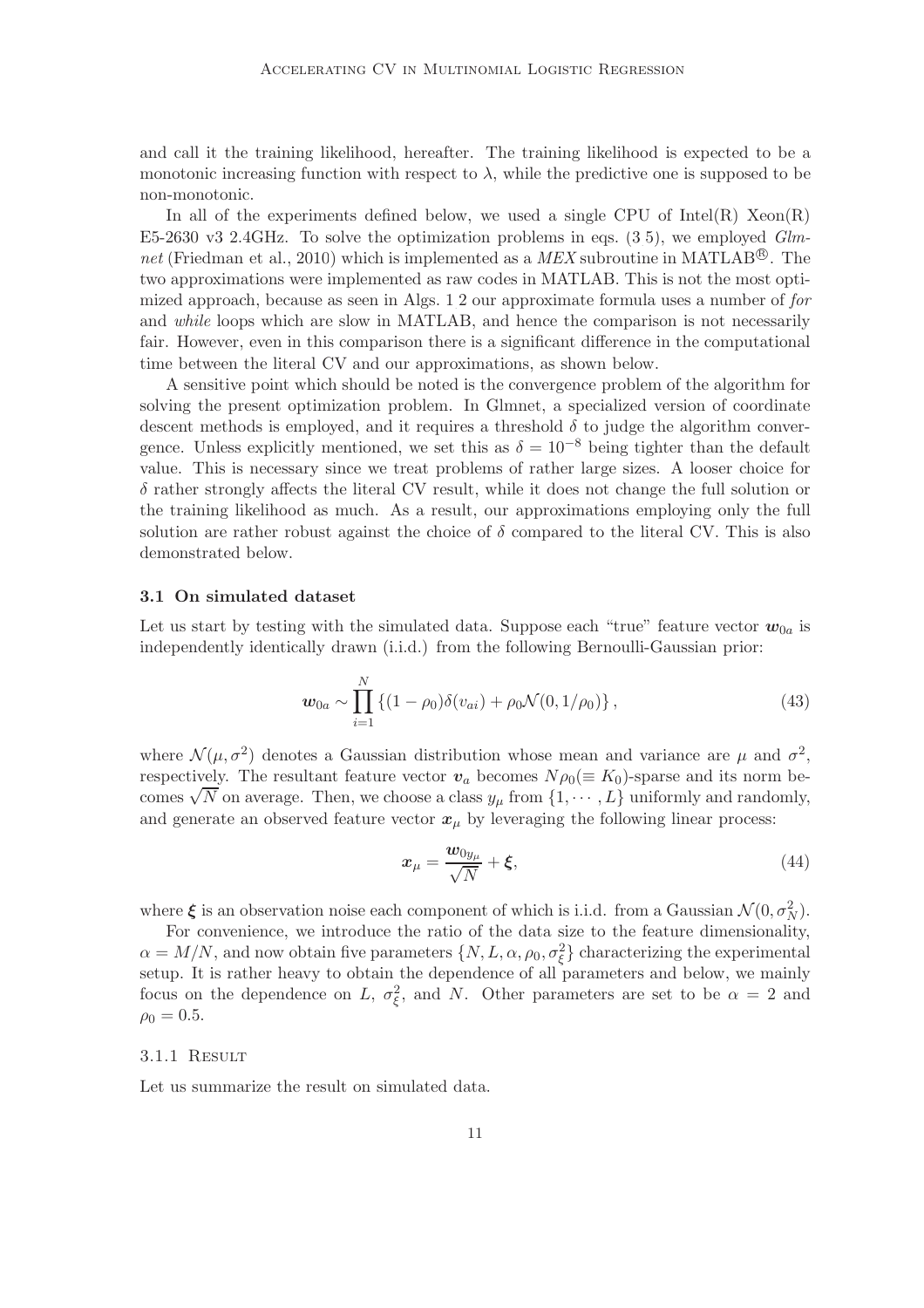and call it the training likelihood, hereafter. The training likelihood is expected to be a monotonic increasing function with respect to $\lambda$, while the predictive one is supposed to be non-monotonic.

In all of the experiments defined below, we used a single CPU of Intel(R) Xeon(R) E5-2630 v3 2.4GHz. To solve the optimization problems in eqs. (3 5), we employed *Glmnet* (Friedman et al., 2010) which is implemented as a *MEX* subroutine in MATLAB®. The two approximations were implemented as raw codes in MATLAB. This is not the most optimized approach, because as seen in Algs. 1 2 our approximate formula uses a number of *for* and *while* loops which are slow in MATLAB, and hence the comparison is not necessarily fair. However, even in this comparison there is a significant difference in the computational time between the literal CV and our approximations, as shown below.

A sensitive point which should be noted is the convergence problem of the algorithm for solving the present optimization problem. In Glmnet, a specialized version of coordinate descent methods is employed, and it requires a threshold $\delta$ to judge the algorithm convergence. Unless explicitly mentioned, we set this as $\delta = 10^{-8}$ being tighter than the default value. This is necessary since we treat problems of rather large sizes. A looser choice for $\delta$ rather strongly affects the literal CV result, while it does not change the full solution or the training likelihood as much. As a result, our approximations employing only the full solution are rather robust against the choice of $\delta$ compared to the literal CV. This is also demonstrated below.

### 3.1 On simulated dataset

Let us start by testing with the simulated data. Suppose each "true" feature vector $\boldsymbol{w}_{0a}$ is independently identically drawn (i.i.d.) from the following Bernoulli-Gaussian prior:

$$\boldsymbol{w}_{0a} \sim \prod_{i=1}^{N} \left\{ (1-\rho_0)\delta(v_{ai}) + \rho_0 \mathcal{N}(0, 1/\rho_0) \right\}, \tag{43}$$

where $\mathcal{N}(\mu, \sigma^2)$ denotes a Gaussian distribution whose mean and variance are $\mu$ and $\sigma^2$, respectively. The resultant feature vector $\boldsymbol{v}_a$ becomes $N\rho_0 (\equiv K_0)$-sparse and its norm becomes $\sqrt{N}$ on average. Then, we choose a class $y_\mu$ from $\{1, \cdots, L\}$ uniformly and randomly, and generate an observed feature vector $\boldsymbol{x}_\mu$ by leveraging the following linear process:

$$\boldsymbol{x}_\mu = \frac{\boldsymbol{w}_{0y_\mu}}{\sqrt{N}} + \boldsymbol{\xi}, \tag{44}$$

where $\boldsymbol{\xi}$ is an observation noise each component of which is i.i.d. from a Gaussian $\mathcal{N}(0, \sigma_N^2)$.

For convenience, we introduce the ratio of the data size to the feature dimensionality, $\alpha = M/N$, and now obtain five parameters $\{N, L, \alpha, \rho_0, \sigma_\xi^2\}$ characterizing the experimental setup. It is rather heavy to obtain the dependence of all parameters and below, we mainly focus on the dependence on $L$, $\sigma_\xi^2$, and $N$. Other parameters are set to be $\alpha = 2$ and $\rho_0 = 0.5$.

#### 3.1.1 Result

Let us summarize the result on simulated data.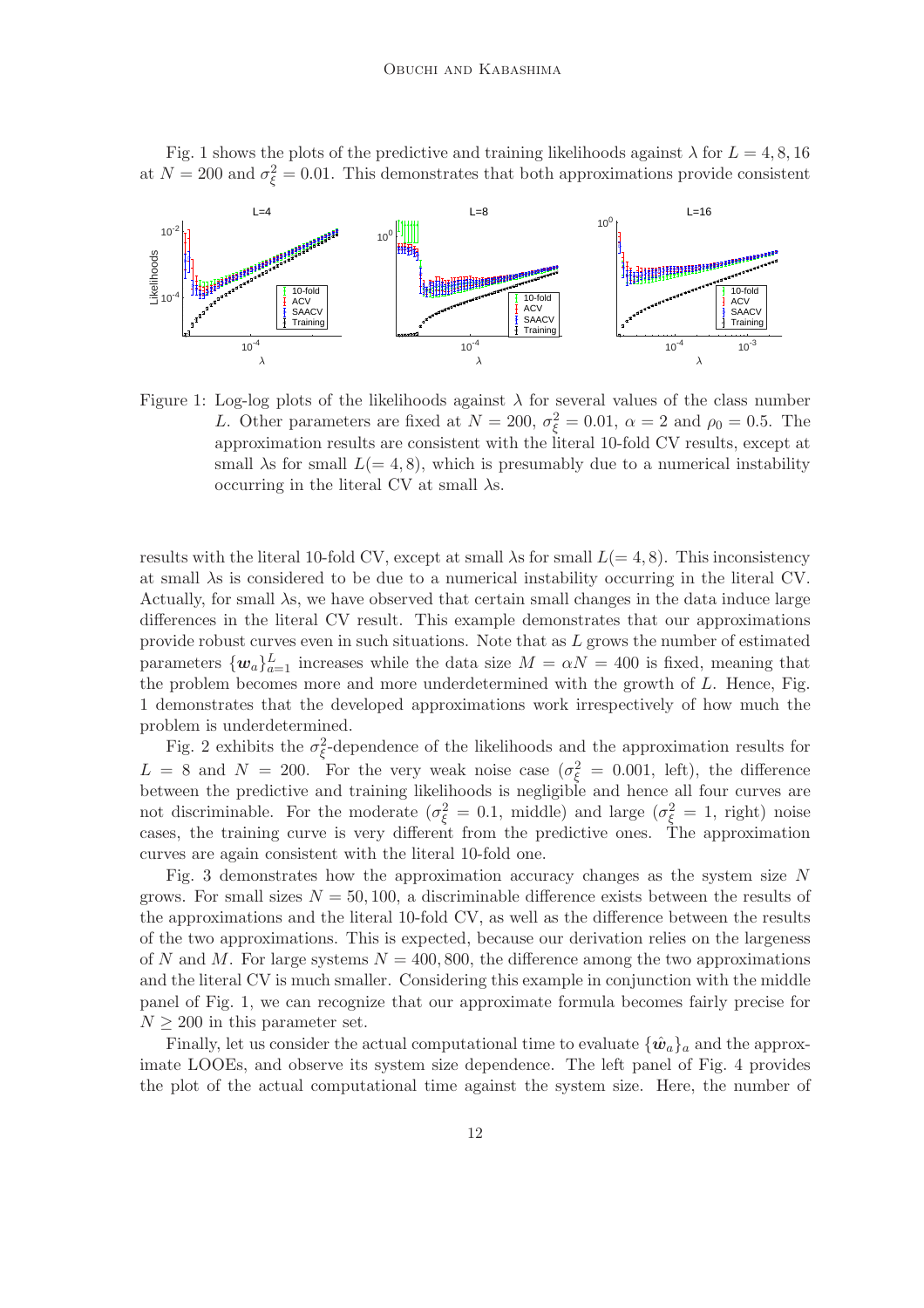Fig. 1 shows the plots of the predictive and training likelihoods against $\lambda$ for $L = 4, 8, 16$ at $N = 200$ and $\sigma_\xi^2 = 0.01$. This demonstrates that both approximations provide consistent

Figure 1: Log-log plots of the likelihoods against $\lambda$ for several values of the class number $L$. Other parameters are fixed at $N = 200$, $\sigma_\xi^2 = 0.01$, $\alpha = 2$ and $\rho_0 = 0.5$. The approximation results are consistent with the literal 10-fold CV results, except at small $\lambda$s for small $L(= 4, 8)$, which is presumably due to a numerical instability occurring in the literal CV at small $\lambda$s.

results with the literal 10-fold CV, except at small $\lambda$s for small $L(= 4, 8)$. This inconsistency at small $\lambda$s is considered to be due to a numerical instability occurring in the literal CV. Actually, for small $\lambda$s, we have observed that certain small changes in the data induce large differences in the literal CV result. This example demonstrates that our approximations provide robust curves even in such situations. Note that as $L$ grows the number of estimated parameters $\{\boldsymbol{w}_a\}_{a=1}^L$ increases while the data size $M = \alpha N = 400$ is fixed, meaning that the problem becomes more and more underdetermined with the growth of $L$. Hence, Fig. 1 demonstrates that the developed approximations work irrespectively of how much the problem is underdetermined.

Fig. 2 exhibits the $\sigma_\xi^2$-dependence of the likelihoods and the approximation results for $L = 8$ and $N = 200$. For the very weak noise case ($\sigma_\xi^2 = 0.001$, left), the difference between the predictive and training likelihoods is negligible and hence all four curves are not discriminable. For the moderate ($\sigma_\xi^2 = 0.1$, middle) and large ($\sigma_\xi^2 = 1$, right) noise cases, the training curve is very different from the predictive ones. The approximation curves are again consistent with the literal 10-fold one.

Fig. 3 demonstrates how the approximation accuracy changes as the system size $N$ grows. For small sizes $N = 50, 100$, a discriminable difference exists between the results of the approximations and the literal 10-fold CV, as well as the difference between the results of the two approximations. This is expected, because our derivation relies on the largeness of $N$ and $M$. For large systems $N = 400, 800$, the difference among the two approximations and the literal CV is much smaller. Considering this example in conjunction with the middle panel of Fig. 1, we can recognize that our approximate formula becomes fairly precise for $N \geq 200$ in this parameter set.

Finally, let us consider the actual computational time to evaluate $\{\hat{\boldsymbol{w}}_a\}_a$ and the approximate LOOEs, and observe its system size dependence. The left panel of Fig. 4 provides the plot of the actual computational time against the system size. Here, the number of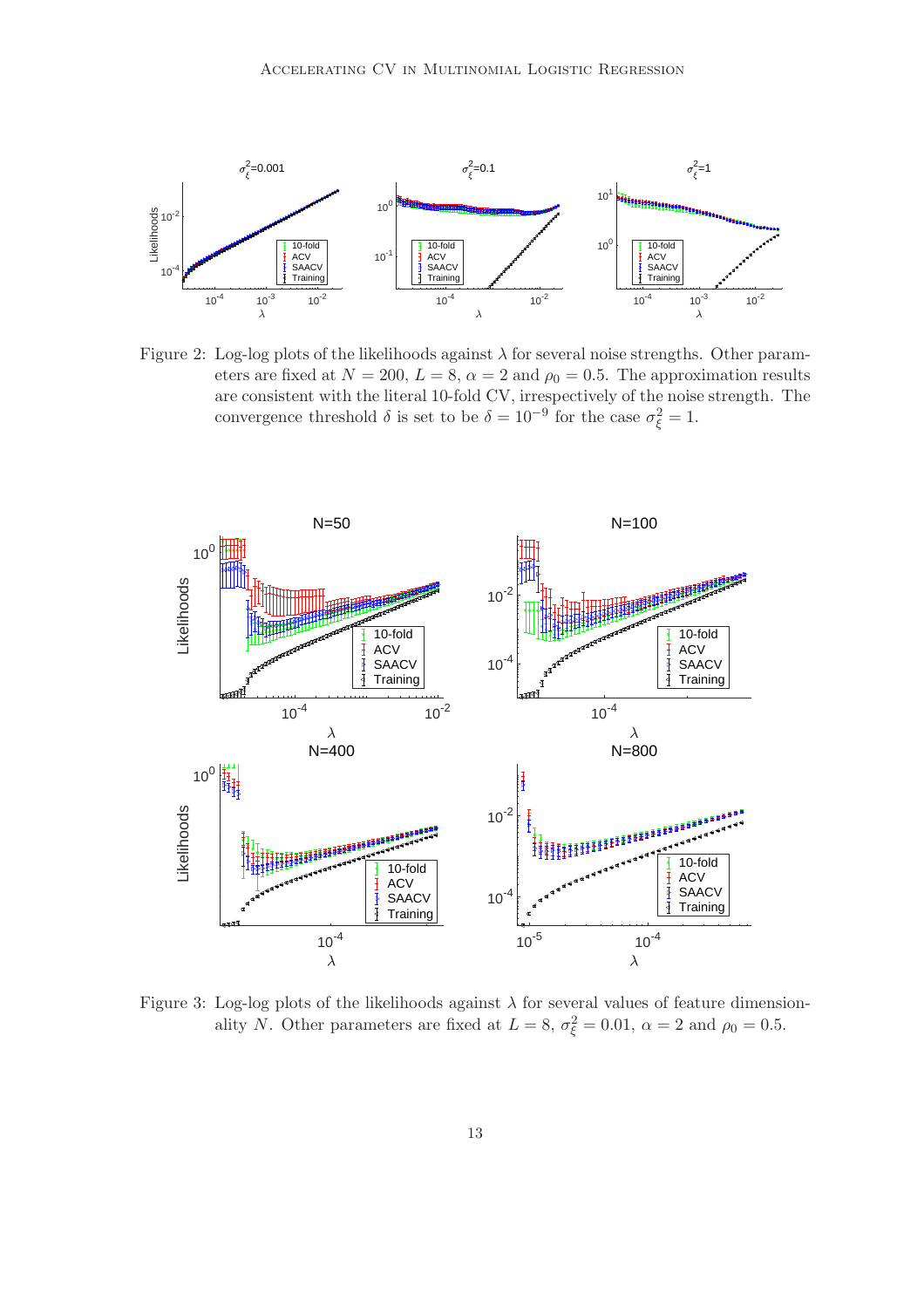Figure 2: Log-log plots of the likelihoods against $\lambda$ for several noise strengths. Other parameters are fixed at $N = 200$, $L = 8$, $\alpha = 2$ and $\rho_0 = 0.5$. The approximation results are consistent with the literal 10-fold CV, irrespectively of the noise strength. The convergence threshold $\delta$ is set to be $\delta = 10^{-9}$ for the case $\sigma_\xi^2 = 1$.

Figure 3: Log-log plots of the likelihoods against $\lambda$ for several values of feature dimensionality $N$. Other parameters are fixed at $L = 8$, $\sigma_\xi^2 = 0.01$, $\alpha = 2$ and $\rho_0 = 0.5$.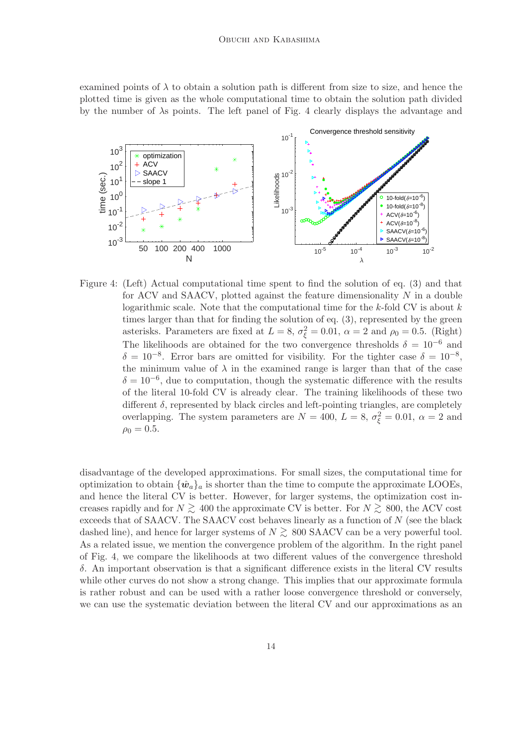examined points of $\lambda$ to obtain a solution path is different from size to size, and hence the plotted time is given as the whole computational time to obtain the solution path divided by the number of $\lambda$s points. The left panel of Fig. 4 clearly displays the advantage and

Figure 4: (Left) Actual computational time spent to find the solution of eq. (3) and that for ACV and SAACV, plotted against the feature dimensionality $N$ in a double logarithmic scale. Note that the computational time for the $k$-fold CV is about $k$ times larger than that for finding the solution of eq. (3), represented by the green asterisks. Parameters are fixed at $L = 8$, $\sigma_\xi^2 = 0.01$, $\alpha = 2$ and $\rho_0 = 0.5$. (Right) The likelihoods are obtained for the two convergence thresholds $\delta = 10^{-6}$ and $\delta = 10^{-8}$. Error bars are omitted for visibility. For the tighter case $\delta = 10^{-8}$, the minimum value of $\lambda$ in the examined range is larger than that of the case $\delta = 10^{-6}$, due to computation, though the systematic difference with the results of the literal 10-fold CV is already clear. The training likelihoods of these two different $\delta$, represented by black circles and left-pointing triangles, are completely overlapping. The system parameters are $N = 400$, $L = 8$, $\sigma_\xi^2 = 0.01$, $\alpha = 2$ and $\rho_0 = 0.5$.

disadvantage of the developed approximations. For small sizes, the computational time for optimization to obtain $\{\hat{\boldsymbol{w}}_a\}_a$ is shorter than the time to compute the approximate LOOEs, and hence the literal CV is better. However, for larger systems, the optimization cost increases rapidly and for $N \gtrsim 400$ the approximate CV is better. For $N \gtrsim 800$, the ACV cost exceeds that of SAACV. The SAACV cost behaves linearly as a function of $N$ (see the black dashed line), and hence for larger systems of $N \gtrsim 800$ SAACV can be a very powerful tool. As a related issue, we mention the convergence problem of the algorithm. In the right panel of Fig. 4, we compare the likelihoods at two different values of the convergence threshold $\delta$. An important observation is that a significant difference exists in the literal CV results while other curves do not show a strong change. This implies that our approximate formula is rather robust and can be used with a rather loose convergence threshold or conversely, we can use the systematic deviation between the literal CV and our approximations as an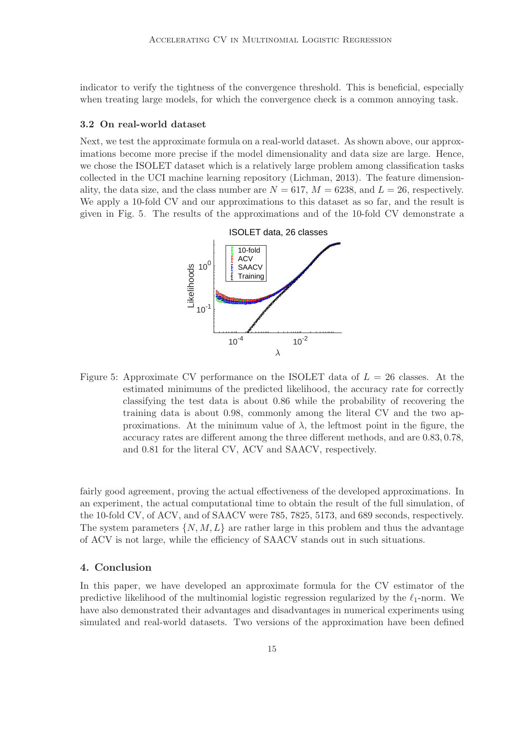indicator to verify the tightness of the convergence threshold. This is beneficial, especially when treating large models, for which the convergence check is a common annoying task.

### 3.2 On real-world dataset

Next, we test the approximate formula on a real-world dataset. As shown above, our approximations become more precise if the model dimensionality and data size are large. Hence, we chose the ISOLET dataset which is a relatively large problem among classification tasks collected in the UCI machine learning repository (Lichman, 2013). The feature dimensionality, the data size, and the class number are $N = 617$, $M = 6238$, and $L = 26$, respectively. We apply a 10-fold CV and our approximations to this dataset as so far, and the result is given in Fig. 5. The results of the approximations and of the 10-fold CV demonstrate a fairly good agreement, proving the actual effectiveness of the developed approximations. In an experiment, the actual computational time to obtain the result of the full simulation, of the 10-fold CV, of ACV, and of SAACV were 785, 7825, 5173, and 689 seconds, respectively. The system parameters $\{N, M, L\}$ are rather large in this problem and thus the advantage of ACV is not large, while the efficiency of SAACV stands out in such situations.

Figure 5: Approximate CV performance on the ISOLET data of $L = 26$ classes. At the estimated minimums of the predicted likelihood, the accuracy rate for correctly classifying the test data is about 0.86 while the probability of recovering the training data is about 0.98, commonly among the literal CV and the two approximations. At the minimum value of $\lambda$, the leftmost point in the figure, the accuracy rates are different among the three different methods, and are 0.83, 0.78, and 0.81 for the literal CV, ACV and SAACV, respectively.

## 4. Conclusion

In this paper, we have developed an approximate formula for the CV estimator of the predictive likelihood of the multinomial logistic regression regularized by the $\ell_1$-norm. We have also demonstrated their advantages and disadvantages in numerical experiments using simulated and real-world datasets. Two versions of the approximation have been defined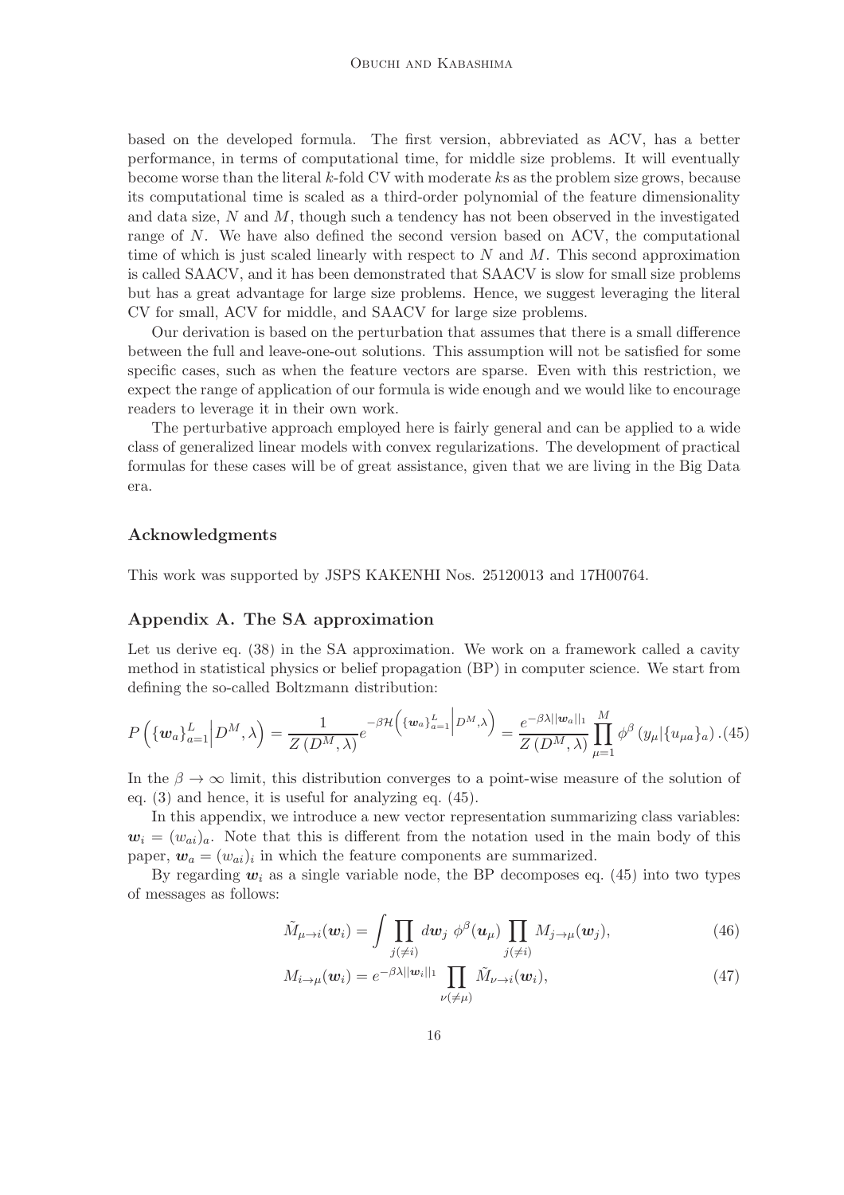based on the developed formula. The first version, abbreviated as ACV, has a better performance, in terms of computational time, for middle size problems. It will eventually become worse than the literal $k$-fold CV with moderate $k$s as the problem size grows, because its computational time is scaled as a third-order polynomial of the feature dimensionality and data size, $N$ and $M$, though such a tendency has not been observed in the investigated range of $N$. We have also defined the second version based on ACV, the computational time of which is just scaled linearly with respect to $N$ and $M$. This second approximation is called SAACV, and it has been demonstrated that SAACV is slow for small size problems but has a great advantage for large size problems. Hence, we suggest leveraging the literal CV for small, ACV for middle, and SAACV for large size problems.

Our derivation is based on the perturbation that assumes that there is a small difference between the full and leave-one-out solutions. This assumption will not be satisfied for some specific cases, such as when the feature vectors are sparse. Even with this restriction, we expect the range of application of our formula is wide enough and we would like to encourage readers to leverage it in their own work.

The perturbative approach employed here is fairly general and can be applied to a wide class of generalized linear models with convex regularizations. The development of practical formulas for these cases will be of great assistance, given that we are living in the Big Data era.

### Acknowledgments

This work was supported by JSPS KAKENHI Nos. 25120013 and 17H00764.

### Appendix A. The SA approximation

Let us derive eq. (38) in the SA approximation. We work on a framework called a cavity method in statistical physics or belief propagation (BP) in computer science. We start from defining the so-called Boltzmann distribution:

$$P\left(\{\boldsymbol{w}_a\}_{a=1}^{L}\Big|D^M,\lambda\right)=\frac{1}{Z\left(D^M,\lambda\right)}e^{-\beta\mathcal{H}\left(\{\boldsymbol{w}_a\}_{a=1}^{L}\Big|D^M,\lambda\right)}=\frac{e^{-\beta\lambda||\boldsymbol{w}_a||_1}}{Z\left(D^M,\lambda\right)}\prod_{\mu=1}^{M}\phi^{\beta}\left(y_\mu|\{u_{\mu a}\}_a\right).\quad(45)$$

In the $\beta\to\infty$ limit, this distribution converges to a point-wise measure of the solution of eq. (3) and hence, it is useful for analyzing eq. (45).

In this appendix, we introduce a new vector representation summarizing class variables: $\boldsymbol{w}_i=(w_{ai})_a$. Note that this is different from the notation used in the main body of this paper, $\boldsymbol{w}_a=(w_{ai})_i$ in which the feature components are summarized.

By regarding $\boldsymbol{w}_i$ as a single variable node, the BP decomposes eq. (45) into two types of messages as follows:

$$\tilde{M}_{\mu\to i}(\boldsymbol{w}_i)=\int\prod_{j(\neq i)}d\boldsymbol{w}_j\ \phi^{\beta}(\boldsymbol{u}_\mu)\prod_{j(\neq i)}M_{j\to\mu}(\boldsymbol{w}_j),\quad(46)$$

$$M_{i\to\mu}(\boldsymbol{w}_i)=e^{-\beta\lambda||\boldsymbol{w}_i||_1}\prod_{\nu(\neq\mu)}\tilde{M}_{\nu\to i}(\boldsymbol{w}_i),\quad(47)$$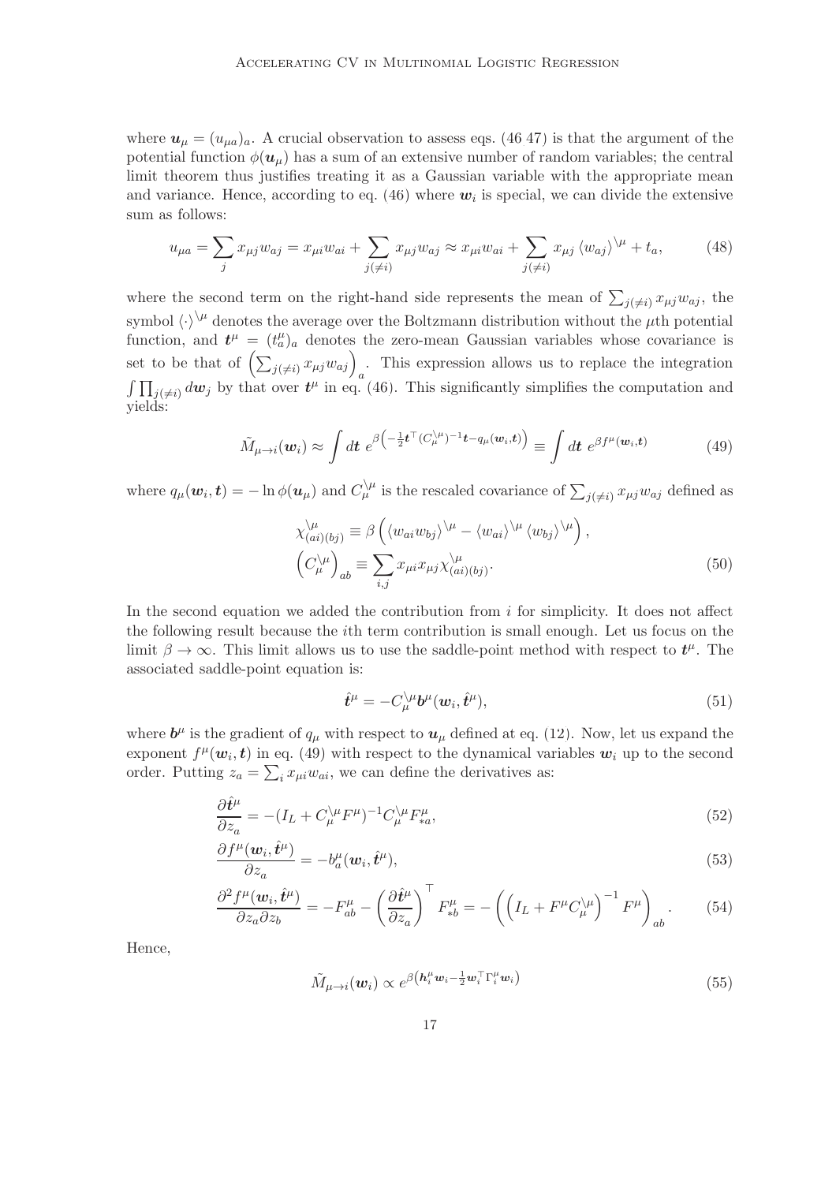where $\boldsymbol{u}_\mu = (u_{\mu a})_a$. A crucial observation to assess eqs. (46 47) is that the argument of the potential function $\phi(\boldsymbol{u}_\mu)$ has a sum of an extensive number of random variables; the central limit theorem thus justifies treating it as a Gaussian variable with the appropriate mean and variance. Hence, according to eq. (46) where $\boldsymbol{w}_i$ is special, we can divide the extensive sum as follows:

$$u_{\mu a} = \sum_j x_{\mu j} w_{aj} = x_{\mu i} w_{ai} + \sum_{j(\neq i)} x_{\mu j} w_{aj} \approx x_{\mu i} w_{ai} + \sum_{j(\neq i)} x_{\mu j} \langle w_{aj} \rangle^{\backslash \mu} + t_a, \tag{48}$$

where the second term on the right-hand side represents the mean of $\sum_{j(\neq i)} x_{\mu j} w_{aj}$, the symbol $\langle \cdot \rangle^{\backslash \mu}$ denotes the average over the Boltzmann distribution without the $\mu$th potential function, and $\boldsymbol{t}^\mu = (t^\mu_a)_a$ denotes the zero-mean Gaussian variables whose covariance is set to be that of $\left(\sum_{j(\neq i)} x_{\mu j} w_{aj}\right)_a$. This expression allows us to replace the integration $\int \prod_{j(\neq i)} d\boldsymbol{w}_j$ by that over $\boldsymbol{t}^\mu$ in eq. (46). This significantly simplifies the computation and yields:

$$\tilde{M}_{\mu \to i}(\boldsymbol{w}_i) \approx \int d\boldsymbol{t}\; e^{\beta\left(-\frac{1}{2}\boldsymbol{t}^\top (C^{\backslash \mu}_\mu)^{-1}\boldsymbol{t} - q_\mu(\boldsymbol{w}_i, \boldsymbol{t})\right)} \equiv \int d\boldsymbol{t}\; e^{\beta f^\mu(\boldsymbol{w}_i, \boldsymbol{t})} \tag{49}$$

where $q_\mu(\boldsymbol{w}_i, \boldsymbol{t}) = -\ln \phi(\boldsymbol{u}_\mu)$ and $C^{\backslash \mu}_\mu$ is the rescaled covariance of $\sum_{j(\neq i)} x_{\mu j} w_{aj}$ defined as

$$\begin{aligned}
\chi^{\backslash \mu}_{(ai)(bj)} &\equiv \beta\left(\langle w_{ai} w_{bj}\rangle^{\backslash \mu} - \langle w_{ai}\rangle^{\backslash \mu} \langle w_{bj}\rangle^{\backslash \mu}\right), \\
\left(C^{\backslash \mu}_\mu\right)_{ab} &\equiv \sum_{i,j} x_{\mu i} x_{\mu j} \chi^{\backslash \mu}_{(ai)(bj)}.
\end{aligned} \tag{50}$$

In the second equation we added the contribution from $i$ for simplicity. It does not affect the following result because the $i$th term contribution is small enough. Let us focus on the limit $\beta \to \infty$. This limit allows us to use the saddle-point method with respect to $\boldsymbol{t}^\mu$. The associated saddle-point equation is:

$$\hat{\boldsymbol{t}}^\mu = -C^{\backslash \mu}_\mu \boldsymbol{b}^\mu(\boldsymbol{w}_i, \hat{\boldsymbol{t}}^\mu), \tag{51}$$

where $\boldsymbol{b}^\mu$ is the gradient of $q_\mu$ with respect to $\boldsymbol{u}_\mu$ defined at eq. (12). Now, let us expand the exponent $f^\mu(\boldsymbol{w}_i, \boldsymbol{t})$ in eq. (49) with respect to the dynamical variables $\boldsymbol{w}_i$ up to the second order. Putting $z_a = \sum_i x_{\mu i} w_{ai}$, we can define the derivatives as:

$$\frac{\partial \hat{\boldsymbol{t}}^\mu}{\partial z_a} = -(I_L + C^{\backslash \mu}_\mu F^\mu)^{-1} C^{\backslash \mu}_\mu F^\mu_{*a}, \tag{52}$$

$$\frac{\partial f^\mu(\boldsymbol{w}_i, \hat{\boldsymbol{t}}^\mu)}{\partial z_a} = -b^\mu_a(\boldsymbol{w}_i, \hat{\boldsymbol{t}}^\mu), \tag{53}$$

$$\frac{\partial^2 f^\mu(\boldsymbol{w}_i, \hat{\boldsymbol{t}}^\mu)}{\partial z_a \partial z_b} = -F^\mu_{ab} - \left(\frac{\partial \hat{\boldsymbol{t}}^\mu}{\partial z_a}\right)^\top F^\mu_{*b} = -\left(\left(I_L + F^\mu C^{\backslash \mu}_\mu\right)^{-1} F^\mu\right)_{ab}. \tag{54}$$

Hence,

$$\tilde{M}_{\mu \to i}(\boldsymbol{w}_i) \propto e^{\beta\left(\boldsymbol{h}^\mu_i \boldsymbol{w}_i - \frac{1}{2}\boldsymbol{w}_i^\top \Gamma^\mu_i \boldsymbol{w}_i\right)} \tag{55}$$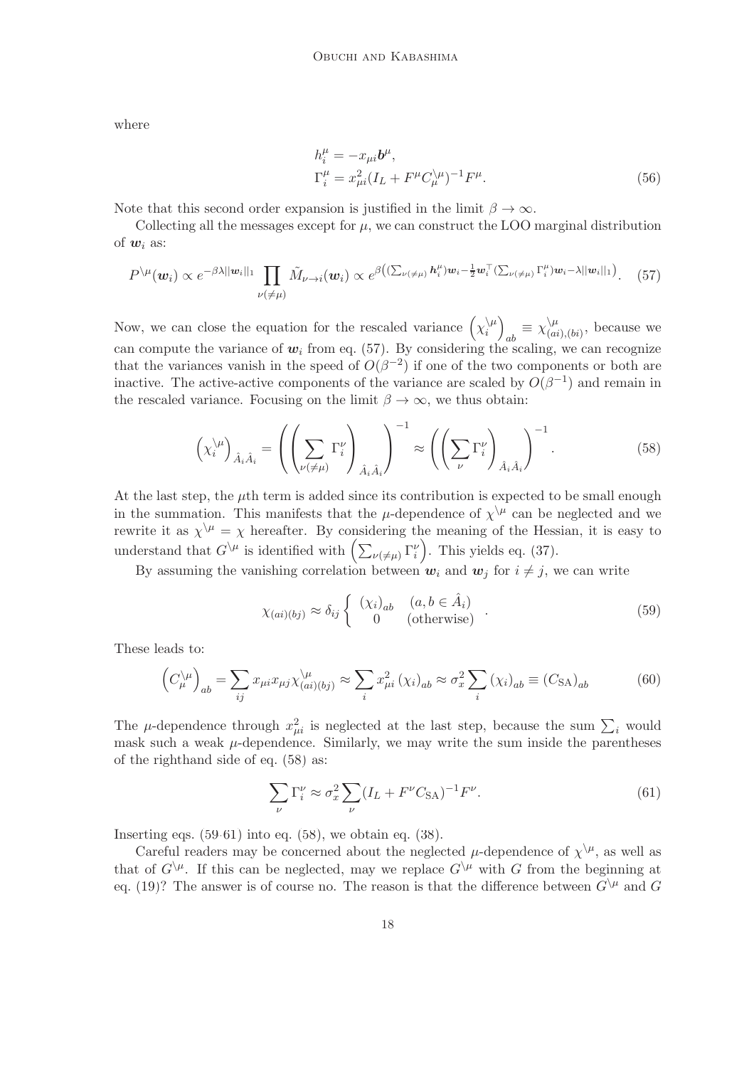where

$$
\begin{aligned}
h_i^\mu &= -x_{\mu i}\boldsymbol{b}^\mu, \\
\Gamma_i^\mu &= x_{\mu i}^2 (I_L + F^\mu C_\mu^{\backslash \mu})^{-1} F^\mu.
\end{aligned} \tag{56}
$$

Note that this second order expansion is justified in the limit $\beta \to \infty$.

Collecting all the messages except for $\mu$, we can construct the LOO marginal distribution of $\boldsymbol{w}_i$ as:

$$
P^{\backslash \mu}(\boldsymbol{w}_i) \propto e^{-\beta\lambda||\boldsymbol{w}_i||_1} \prod_{\nu(\neq\mu)} \tilde{M}_{\nu\to i}(\boldsymbol{w}_i) \propto e^{\beta\left( (\sum_{\nu(\neq\mu)} \boldsymbol{h}_i^\mu)\boldsymbol{w}_i - \frac{1}{2}\boldsymbol{w}_i^\top (\sum_{\nu(\neq\mu)} \Gamma_i^\mu)\boldsymbol{w}_i - \lambda ||\boldsymbol{w}_i||_1 \right)}. \tag{57}
$$

Now, we can close the equation for the rescaled variance $\left(\chi_i^{\backslash \mu}\right)_{ab} \equiv \chi_{(ai),(bi)}^{\backslash \mu}$, because we can compute the variance of $\boldsymbol{w}_i$ from eq. (57). By considering the scaling, we can recognize that the variances vanish in the speed of $O(\beta^{-2})$ if one of the two components or both are inactive. The active-active components of the variance are scaled by $O(\beta^{-1})$ and remain in the rescaled variance. Focusing on the limit $\beta \to \infty$, we thus obtain:

$$
\left(\chi_i^{\backslash \mu}\right)_{\hat{A}_i \hat{A}_i} = \left( \left( \sum_{\nu(\neq\mu)} \Gamma_i^\nu \right)_{\hat{A}_i \hat{A}_i} \right)^{-1} \approx \left( \left( \sum_{\nu} \Gamma_i^\nu \right)_{\hat{A}_i \hat{A}_i} \right)^{-1}. \tag{58}
$$

At the last step, the $\mu$th term is added since its contribution is expected to be small enough in the summation. This manifests that the $\mu$-dependence of $\chi^{\backslash \mu}$ can be neglected and we rewrite it as $\chi^{\backslash \mu} = \chi$ hereafter. By considering the meaning of the Hessian, it is easy to understand that $G^{\backslash \mu}$ is identified with $\left(\sum_{\nu(\neq\mu)} \Gamma_i^\nu\right)$. This yields eq. (37).

By assuming the vanishing correlation between $\boldsymbol{w}_i$ and $\boldsymbol{w}_j$ for $i \neq j$, we can write

$$
\chi_{(ai)(bj)} \approx \delta_{ij} \begin{cases} (\chi_i)_{ab} & (a, b \in \hat{A}_i) \\ 0 & (\text{otherwise}) \end{cases}. \tag{59}
$$

These leads to:

$$
\left(C_\mu^{\backslash \mu}\right)_{ab} = \sum_{ij} x_{\mu i} x_{\mu j} \chi_{(ai)(bj)}^{\backslash \mu} \approx \sum_i x_{\mu i}^2 (\chi_i)_{ab} \approx \sigma_x^2 \sum_i (\chi_i)_{ab} \equiv (C_{\mathrm{SA}})_{ab} \tag{60}
$$

The $\mu$-dependence through $x_{\mu i}^2$ is neglected at the last step, because the sum $\sum_i$ would mask such a weak $\mu$-dependence. Similarly, we may write the sum inside the parentheses of the righthand side of eq. (58) as:

$$
\sum_\nu \Gamma_i^\nu \approx \sigma_x^2 \sum_\nu (I_L + F^\nu C_{\mathrm{SA}})^{-1} F^\nu. \tag{61}
$$

Inserting eqs. (59-61) into eq. (58), we obtain eq. (38).

Careful readers may be concerned about the neglected $\mu$-dependence of $\chi^{\backslash \mu}$, as well as that of $G^{\backslash \mu}$. If this can be neglected, may we replace $G^{\backslash \mu}$ with $G$ from the beginning at eq. (19)? The answer is of course no. The reason is that the difference between $G^{\backslash \mu}$ and $G$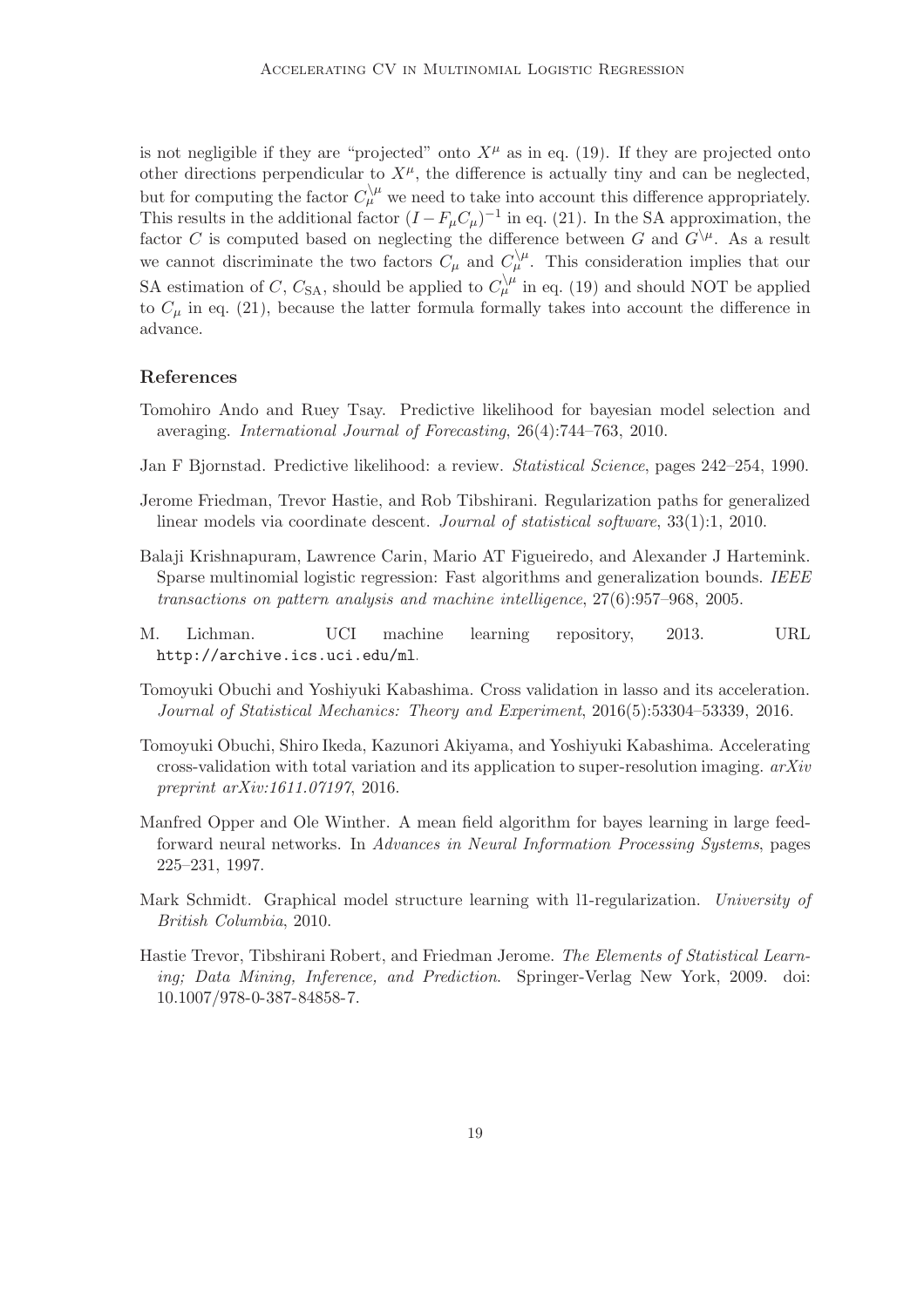is not negligible if they are "projected" onto $X^{\mu}$ as in eq. (19). If they are projected onto other directions perpendicular to $X^{\mu}$, the difference is actually tiny and can be neglected, but for computing the factor $C_{\mu}^{\backslash \mu}$ we need to take into account this difference appropriately. This results in the additional factor $(I - F_{\mu} C_{\mu})^{-1}$ in eq. (21). In the SA approximation, the factor $C$ is computed based on neglecting the difference between $G$ and $G^{\backslash \mu}$. As a result we cannot discriminate the two factors $C_{\mu}$ and $C_{\mu}^{\backslash \mu}$. This consideration implies that our SA estimation of $C$, $C_{\mathrm{SA}}$, should be applied to $C_{\mu}^{\backslash \mu}$ in eq. (19) and should NOT be applied to $C_{\mu}$ in eq. (21), because the latter formula formally takes into account the difference in advance.

## References

Tomohiro Ando and Ruey Tsay. Predictive likelihood for bayesian model selection and averaging. *International Journal of Forecasting*, 26(4):744–763, 2010.

Jan F Bjornstad. Predictive likelihood: a review. *Statistical Science*, pages 242–254, 1990.

Jerome Friedman, Trevor Hastie, and Rob Tibshirani. Regularization paths for generalized linear models via coordinate descent. *Journal of statistical software*, 33(1):1, 2010.

Balaji Krishnapuram, Lawrence Carin, Mario AT Figueiredo, and Alexander J Hartemink. Sparse multinomial logistic regression: Fast algorithms and generalization bounds. *IEEE transactions on pattern analysis and machine intelligence*, 27(6):957–968, 2005.

M. Lichman. UCI machine learning repository, 2013. URL http://archive.ics.uci.edu/ml.

Tomoyuki Obuchi and Yoshiyuki Kabashima. Cross validation in lasso and its acceleration. *Journal of Statistical Mechanics: Theory and Experiment*, 2016(5):53304–53339, 2016.

Tomoyuki Obuchi, Shiro Ikeda, Kazunori Akiyama, and Yoshiyuki Kabashima. Accelerating cross-validation with total variation and its application to super-resolution imaging. *arXiv preprint arXiv:1611.07197*, 2016.

Manfred Opper and Ole Winther. A mean field algorithm for bayes learning in large feed-forward neural networks. In *Advances in Neural Information Processing Systems*, pages 225–231, 1997.

Mark Schmidt. Graphical model structure learning with l1-regularization. *University of British Columbia*, 2010.

Hastie Trevor, Tibshirani Robert, and Friedman Jerome. *The Elements of Statistical Learning; Data Mining, Inference, and Prediction*. Springer-Verlag New York, 2009. doi: 10.1007/978-0-387-84858-7.